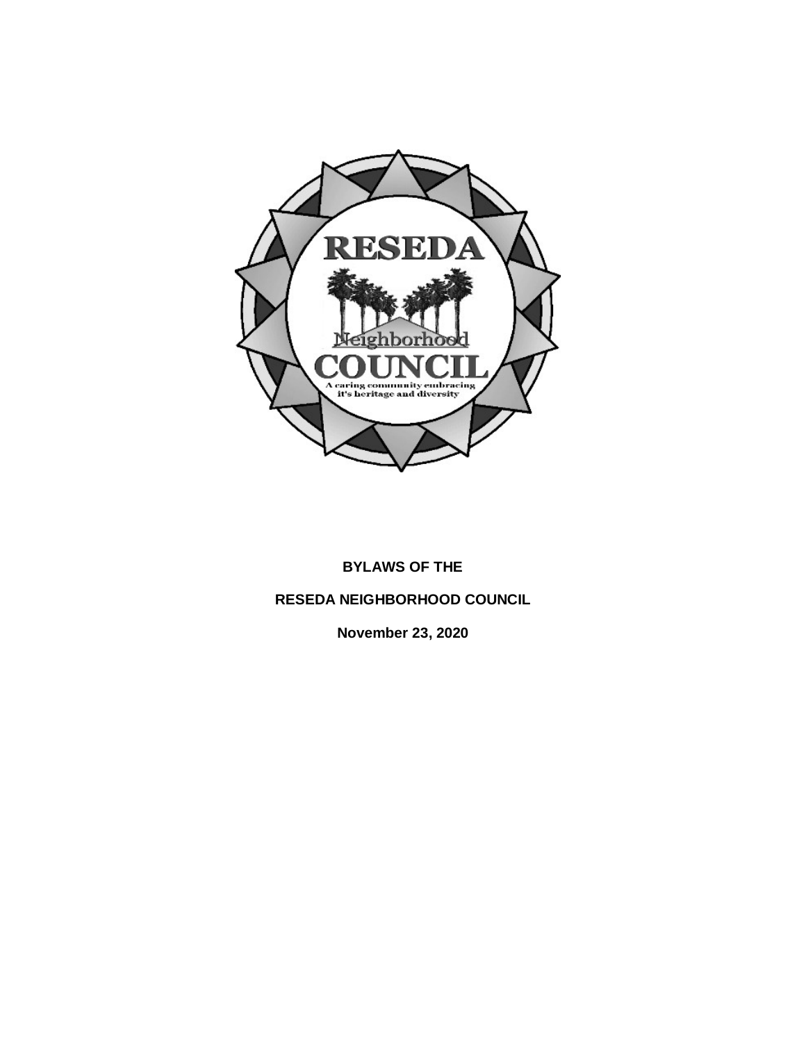**BYLAWS OF THE**

**RESEDA NEIGHBORHOOD COUNCIL**

**November 23, 2020**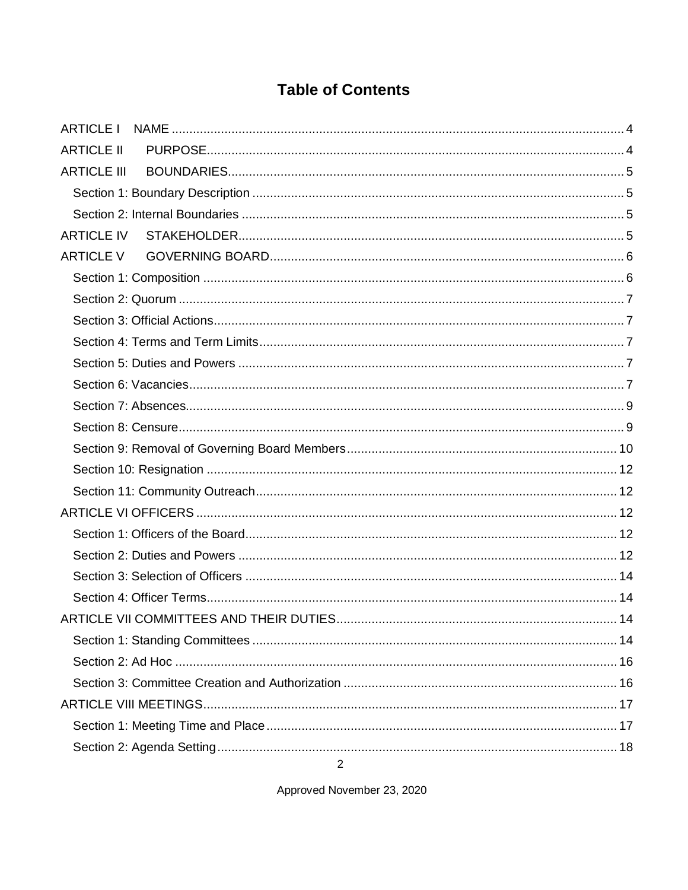# Table of Contents

ARTICLE I NAME ..... 4

ARTICLE II PURPOSE ..... 4

ARTICLE III BOUNDARIES ..... 5

- Section 1: Boundary Description ..... 5
- Section 2: Internal Boundaries ..... 5

ARTICLE IV STAKEHOLDER ..... 5

ARTICLE V GOVERNING BOARD ..... 6

- Section 1: Composition ..... 6
- Section 2: Quorum ..... 7
- Section 3: Official Actions ..... 7
- Section 4: Terms and Term Limits ..... 7
- Section 5: Duties and Powers ..... 7
- Section 6: Vacancies ..... 7
- Section 7: Absences ..... 9
- Section 8: Censure ..... 9
- Section 9: Removal of Governing Board Members ..... 10
- Section 10: Resignation ..... 12
- Section 11: Community Outreach ..... 12

ARTICLE VI OFFICERS ..... 12

- Section 1: Officers of the Board ..... 12
- Section 2: Duties and Powers ..... 12
- Section 3: Selection of Officers ..... 14
- Section 4: Officer Terms ..... 14

ARTICLE VII COMMITTEES AND THEIR DUTIES ..... 14

- Section 1: Standing Committees ..... 14
- Section 2: Ad Hoc ..... 16
- Section 3: Committee Creation and Authorization ..... 16

ARTICLE VIII MEETINGS ..... 17

- Section 1: Meeting Time and Place ..... 17
- Section 2: Agenda Setting ..... 18

Approved November 23, 2020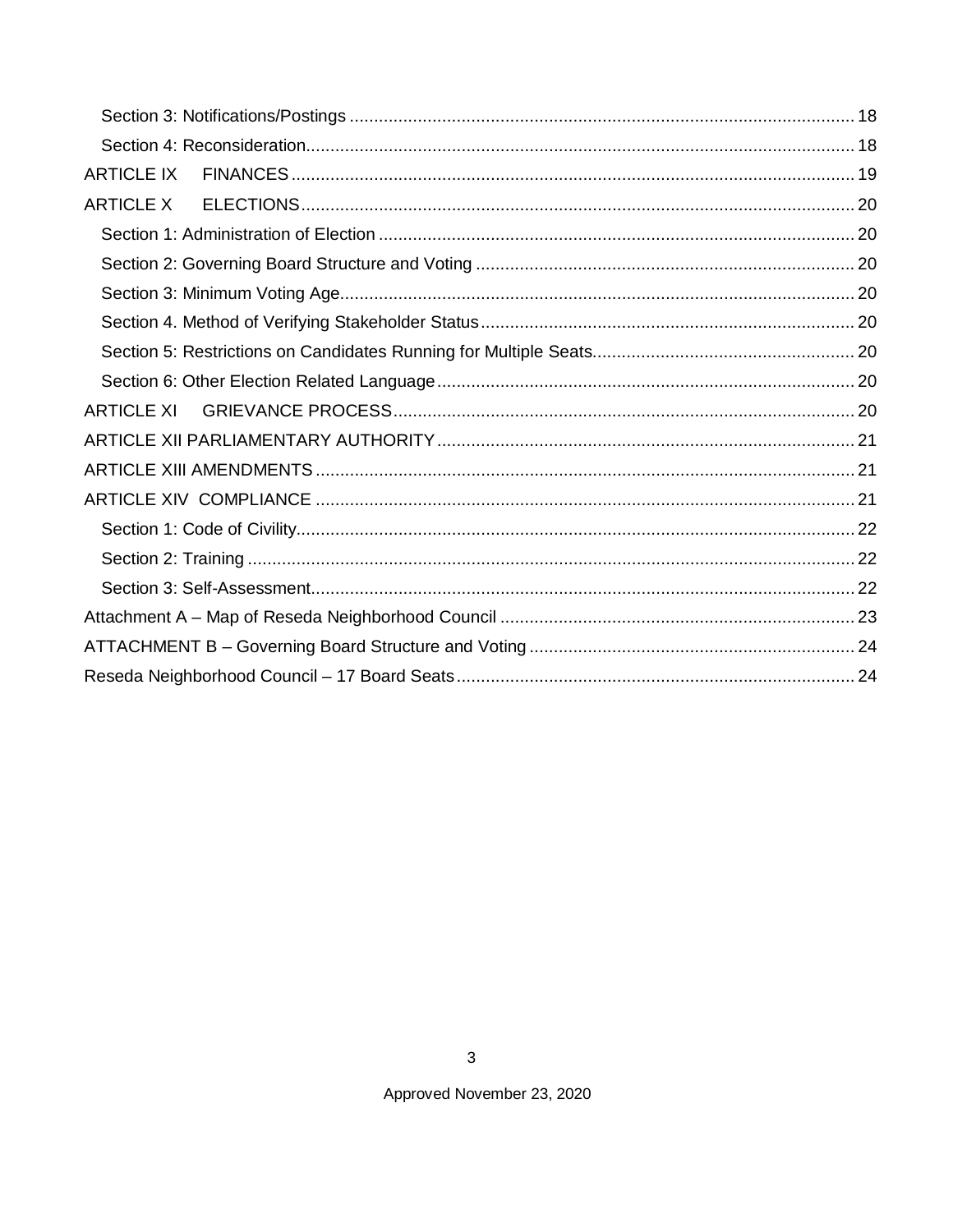Section 3: Notifications/Postings ..... 18
Section 4: Reconsideration ..... 18
ARTICLE IX FINANCES ..... 19
ARTICLE X ELECTIONS ..... 20
Section 1: Administration of Election ..... 20
Section 2: Governing Board Structure and Voting ..... 20
Section 3: Minimum Voting Age ..... 20
Section 4. Method of Verifying Stakeholder Status ..... 20
Section 5: Restrictions on Candidates Running for Multiple Seats ..... 20
Section 6: Other Election Related Language ..... 20
ARTICLE XI GRIEVANCE PROCESS ..... 20
ARTICLE XII PARLIAMENTARY AUTHORITY ..... 21
ARTICLE XIII AMENDMENTS ..... 21
ARTICLE XIV COMPLIANCE ..... 21
Section 1: Code of Civility ..... 22
Section 2: Training ..... 22
Section 3: Self-Assessment ..... 22
Attachment A – Map of Reseda Neighborhood Council ..... 23
ATTACHMENT B – Governing Board Structure and Voting ..... 24
Reseda Neighborhood Council – 17 Board Seats ..... 24

Approved November 23, 2020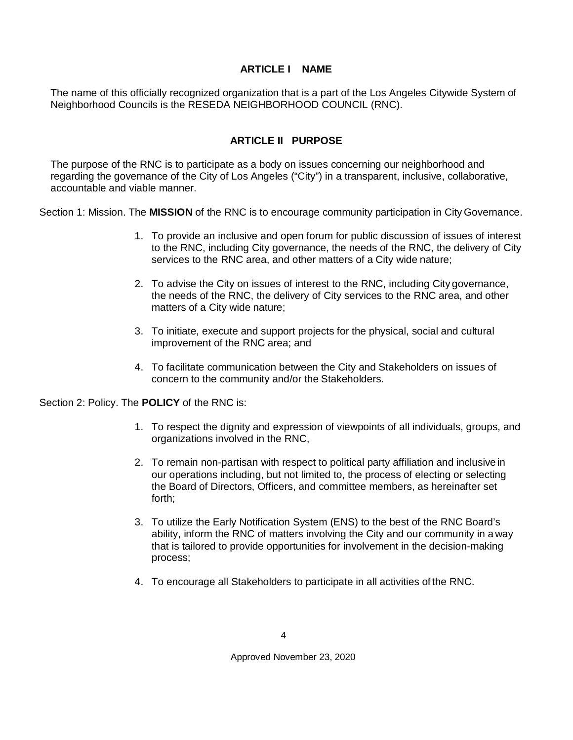## ARTICLE I NAME

The name of this officially recognized organization that is a part of the Los Angeles Citywide System of Neighborhood Councils is the RESEDA NEIGHBORHOOD COUNCIL (RNC).

## ARTICLE II PURPOSE

The purpose of the RNC is to participate as a body on issues concerning our neighborhood and regarding the governance of the City of Los Angeles ("City") in a transparent, inclusive, collaborative, accountable and viable manner.

Section 1: Mission. The **MISSION** of the RNC is to encourage community participation in City Governance.

1. To provide an inclusive and open forum for public discussion of issues of interest to the RNC, including City governance, the needs of the RNC, the delivery of City services to the RNC area, and other matters of a City wide nature;

2. To advise the City on issues of interest to the RNC, including City governance, the needs of the RNC, the delivery of City services to the RNC area, and other matters of a City wide nature;

3. To initiate, execute and support projects for the physical, social and cultural improvement of the RNC area; and

4. To facilitate communication between the City and Stakeholders on issues of concern to the community and/or the Stakeholders.

Section 2: Policy. The **POLICY** of the RNC is:

1. To respect the dignity and expression of viewpoints of all individuals, groups, and organizations involved in the RNC,

2. To remain non-partisan with respect to political party affiliation and inclusive in our operations including, but not limited to, the process of electing or selecting the Board of Directors, Officers, and committee members, as hereinafter set forth;

3. To utilize the Early Notification System (ENS) to the best of the RNC Board's ability, inform the RNC of matters involving the City and our community in a way that is tailored to provide opportunities for involvement in the decision-making process;

4. To encourage all Stakeholders to participate in all activities of the RNC.

Approved November 23, 2020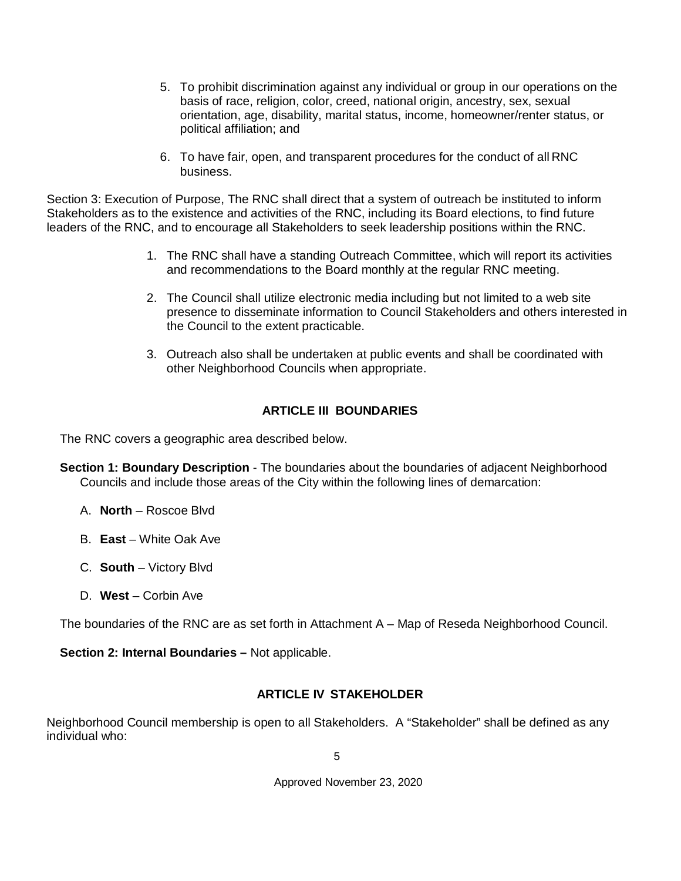5. To prohibit discrimination against any individual or group in our operations on the basis of race, religion, color, creed, national origin, ancestry, sex, sexual orientation, age, disability, marital status, income, homeowner/renter status, or political affiliation; and

6. To have fair, open, and transparent procedures for the conduct of all RNC business.

Section 3: Execution of Purpose, The RNC shall direct that a system of outreach be instituted to inform Stakeholders as to the existence and activities of the RNC, including its Board elections, to find future leaders of the RNC, and to encourage all Stakeholders to seek leadership positions within the RNC.

1. The RNC shall have a standing Outreach Committee, which will report its activities and recommendations to the Board monthly at the regular RNC meeting.

2. The Council shall utilize electronic media including but not limited to a web site presence to disseminate information to Council Stakeholders and others interested in the Council to the extent practicable.

3. Outreach also shall be undertaken at public events and shall be coordinated with other Neighborhood Councils when appropriate.

## ARTICLE III BOUNDARIES

The RNC covers a geographic area described below.

**Section 1: Boundary Description** - The boundaries about the boundaries of adjacent Neighborhood Councils and include those areas of the City within the following lines of demarcation:

A. **North** – Roscoe Blvd

B. **East** – White Oak Ave

C. **South** – Victory Blvd

D. **West** – Corbin Ave

The boundaries of the RNC are as set forth in Attachment A – Map of Reseda Neighborhood Council.

**Section 2: Internal Boundaries –** Not applicable.

## ARTICLE IV STAKEHOLDER

Neighborhood Council membership is open to all Stakeholders. A "Stakeholder" shall be defined as any individual who: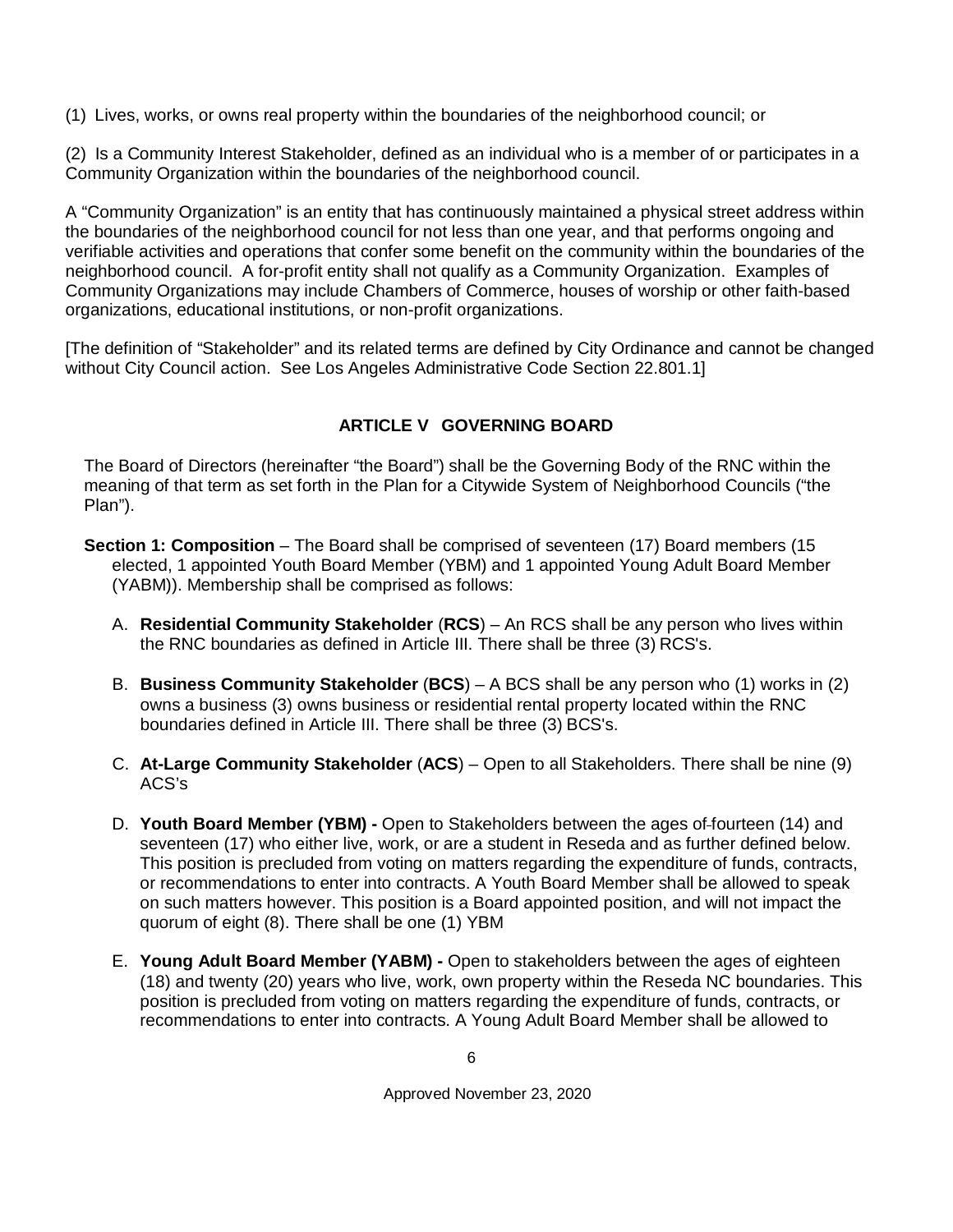(1) Lives, works, or owns real property within the boundaries of the neighborhood council; or

(2) Is a Community Interest Stakeholder, defined as an individual who is a member of or participates in a Community Organization within the boundaries of the neighborhood council.

A "Community Organization" is an entity that has continuously maintained a physical street address within the boundaries of the neighborhood council for not less than one year, and that performs ongoing and verifiable activities and operations that confer some benefit on the community within the boundaries of the neighborhood council. A for-profit entity shall not qualify as a Community Organization. Examples of Community Organizations may include Chambers of Commerce, houses of worship or other faith-based organizations, educational institutions, or non-profit organizations.

[The definition of "Stakeholder" and its related terms are defined by City Ordinance and cannot be changed without City Council action. See Los Angeles Administrative Code Section 22.801.1]

## ARTICLE V GOVERNING BOARD

The Board of Directors (hereinafter "the Board") shall be the Governing Body of the RNC within the meaning of that term as set forth in the Plan for a Citywide System of Neighborhood Councils ("the Plan").

**Section 1: Composition** – The Board shall be comprised of seventeen (17) Board members (15 elected, 1 appointed Youth Board Member (YBM) and 1 appointed Young Adult Board Member (YABM)). Membership shall be comprised as follows:

A. **Residential Community Stakeholder** (**RCS**) – An RCS shall be any person who lives within the RNC boundaries as defined in Article III. There shall be three (3) RCS's.

B. **Business Community Stakeholder** (**BCS**) – A BCS shall be any person who (1) works in (2) owns a business (3) owns business or residential rental property located within the RNC boundaries defined in Article III. There shall be three (3) BCS's.

C. **At-Large Community Stakeholder** (**ACS**) – Open to all Stakeholders. There shall be nine (9) ACS's

D. **Youth Board Member (YBM) -** Open to Stakeholders between the ages of fourteen (14) and seventeen (17) who either live, work, or are a student in Reseda and as further defined below. This position is precluded from voting on matters regarding the expenditure of funds, contracts, or recommendations to enter into contracts. A Youth Board Member shall be allowed to speak on such matters however. This position is a Board appointed position, and will not impact the quorum of eight (8). There shall be one (1) YBM

E. **Young Adult Board Member (YABM) -** Open to stakeholders between the ages of eighteen (18) and twenty (20) years who live, work, own property within the Reseda NC boundaries. This position is precluded from voting on matters regarding the expenditure of funds, contracts, or recommendations to enter into contracts. A Young Adult Board Member shall be allowed to

Approved November 23, 2020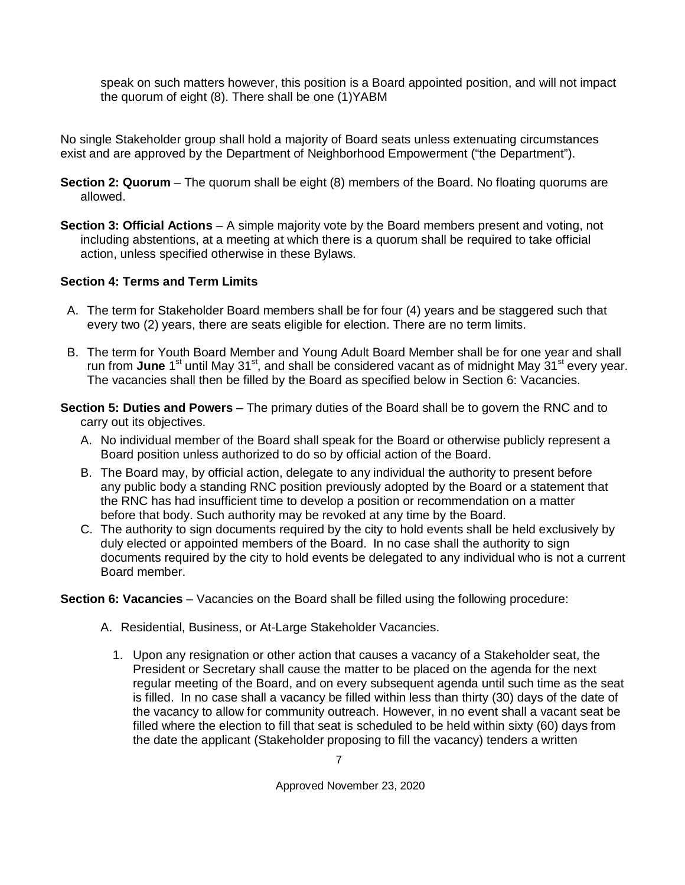speak on such matters however, this position is a Board appointed position, and will not impact the quorum of eight (8). There shall be one (1)YABM

No single Stakeholder group shall hold a majority of Board seats unless extenuating circumstances exist and are approved by the Department of Neighborhood Empowerment ("the Department").

**Section 2: Quorum** – The quorum shall be eight (8) members of the Board. No floating quorums are allowed.

**Section 3: Official Actions** – A simple majority vote by the Board members present and voting, not including abstentions, at a meeting at which there is a quorum shall be required to take official action, unless specified otherwise in these Bylaws.

**Section 4: Terms and Term Limits**

A. The term for Stakeholder Board members shall be for four (4) years and be staggered such that every two (2) years, there are seats eligible for election. There are no term limits.

B. The term for Youth Board Member and Young Adult Board Member shall be for one year and shall run from **June** 1st until May 31st, and shall be considered vacant as of midnight May 31st every year. The vacancies shall then be filled by the Board as specified below in Section 6: Vacancies.

**Section 5: Duties and Powers** – The primary duties of the Board shall be to govern the RNC and to carry out its objectives.

A. No individual member of the Board shall speak for the Board or otherwise publicly represent a Board position unless authorized to do so by official action of the Board.

B. The Board may, by official action, delegate to any individual the authority to present before any public body a standing RNC position previously adopted by the Board or a statement that the RNC has had insufficient time to develop a position or recommendation on a matter before that body. Such authority may be revoked at any time by the Board.

C. The authority to sign documents required by the city to hold events shall be held exclusively by duly elected or appointed members of the Board. In no case shall the authority to sign documents required by the city to hold events be delegated to any individual who is not a current Board member.

**Section 6: Vacancies** – Vacancies on the Board shall be filled using the following procedure:

A. Residential, Business, or At-Large Stakeholder Vacancies.

1. Upon any resignation or other action that causes a vacancy of a Stakeholder seat, the President or Secretary shall cause the matter to be placed on the agenda for the next regular meeting of the Board, and on every subsequent agenda until such time as the seat is filled. In no case shall a vacancy be filled within less than thirty (30) days of the date of the vacancy to allow for community outreach. However, in no event shall a vacant seat be filled where the election to fill that seat is scheduled to be held within sixty (60) days from the date the applicant (Stakeholder proposing to fill the vacancy) tenders a written

Approved November 23, 2020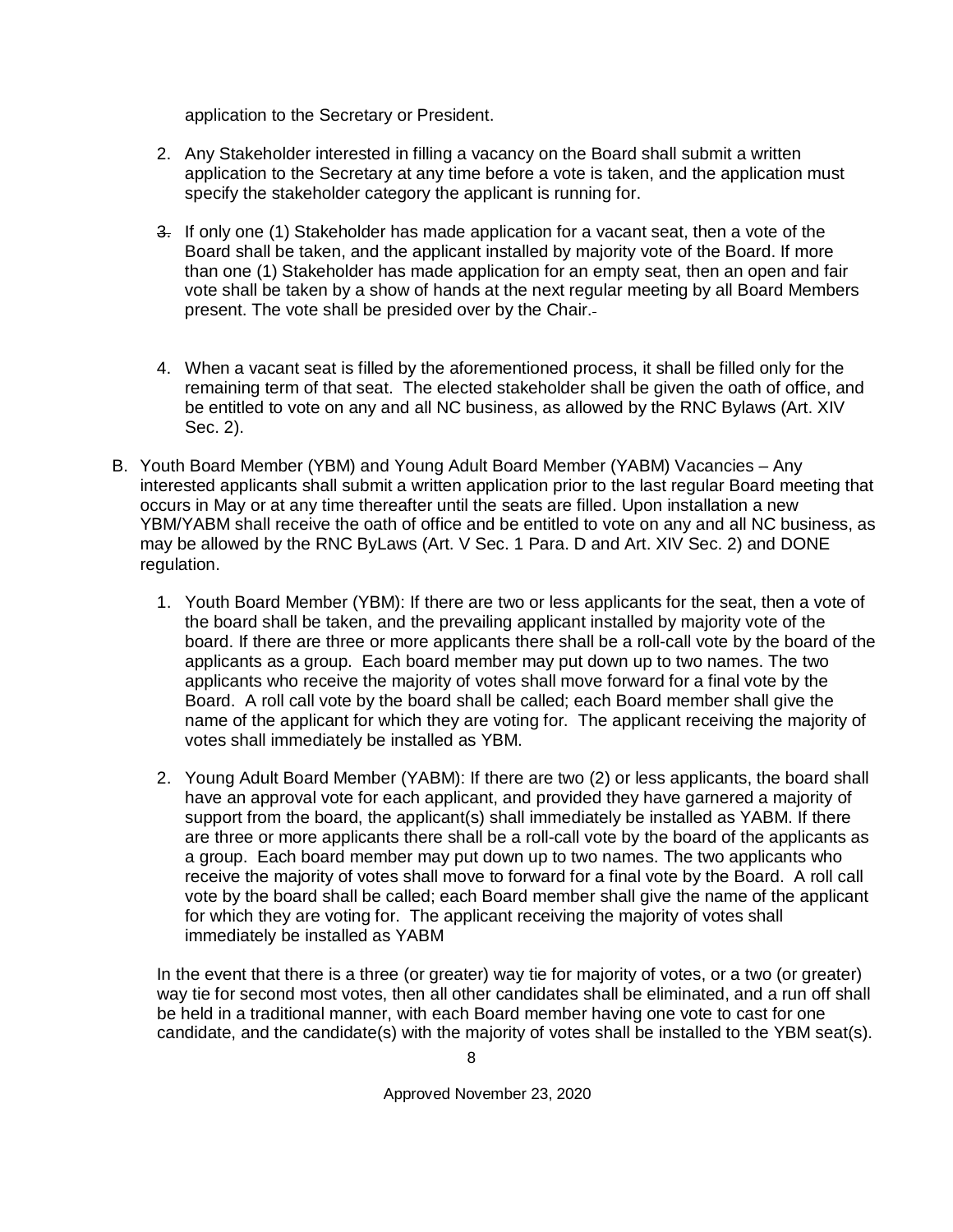application to the Secretary or President.

2. Any Stakeholder interested in filling a vacancy on the Board shall submit a written application to the Secretary at any time before a vote is taken, and the application must specify the stakeholder category the applicant is running for.

3. If only one (1) Stakeholder has made application for a vacant seat, then a vote of the Board shall be taken, and the applicant installed by majority vote of the Board. If more than one (1) Stakeholder has made application for an empty seat, then an open and fair vote shall be taken by a show of hands at the next regular meeting by all Board Members present. The vote shall be presided over by the Chair.

4. When a vacant seat is filled by the aforementioned process, it shall be filled only for the remaining term of that seat. The elected stakeholder shall be given the oath of office, and be entitled to vote on any and all NC business, as allowed by the RNC Bylaws (Art. XIV Sec. 2).

B. Youth Board Member (YBM) and Young Adult Board Member (YABM) Vacancies – Any interested applicants shall submit a written application prior to the last regular Board meeting that occurs in May or at any time thereafter until the seats are filled. Upon installation a new YBM/YABM shall receive the oath of office and be entitled to vote on any and all NC business, as may be allowed by the RNC ByLaws (Art. V Sec. 1 Para. D and Art. XIV Sec. 2) and DONE regulation.

1. Youth Board Member (YBM): If there are two or less applicants for the seat, then a vote of the board shall be taken, and the prevailing applicant installed by majority vote of the board. If there are three or more applicants there shall be a roll-call vote by the board of the applicants as a group. Each board member may put down up to two names. The two applicants who receive the majority of votes shall move forward for a final vote by the Board. A roll call vote by the board shall be called; each Board member shall give the name of the applicant for which they are voting for. The applicant receiving the majority of votes shall immediately be installed as YBM.

2. Young Adult Board Member (YABM): If there are two (2) or less applicants, the board shall have an approval vote for each applicant, and provided they have garnered a majority of support from the board, the applicant(s) shall immediately be installed as YABM. If there are three or more applicants there shall be a roll-call vote by the board of the applicants as a group. Each board member may put down up to two names. The two applicants who receive the majority of votes shall move to forward for a final vote by the Board. A roll call vote by the board shall be called; each Board member shall give the name of the applicant for which they are voting for. The applicant receiving the majority of votes shall immediately be installed as YABM

In the event that there is a three (or greater) way tie for majority of votes, or a two (or greater) way tie for second most votes, then all other candidates shall be eliminated, and a run off shall be held in a traditional manner, with each Board member having one vote to cast for one candidate, and the candidate(s) with the majority of votes shall be installed to the YBM seat(s).

Approved November 23, 2020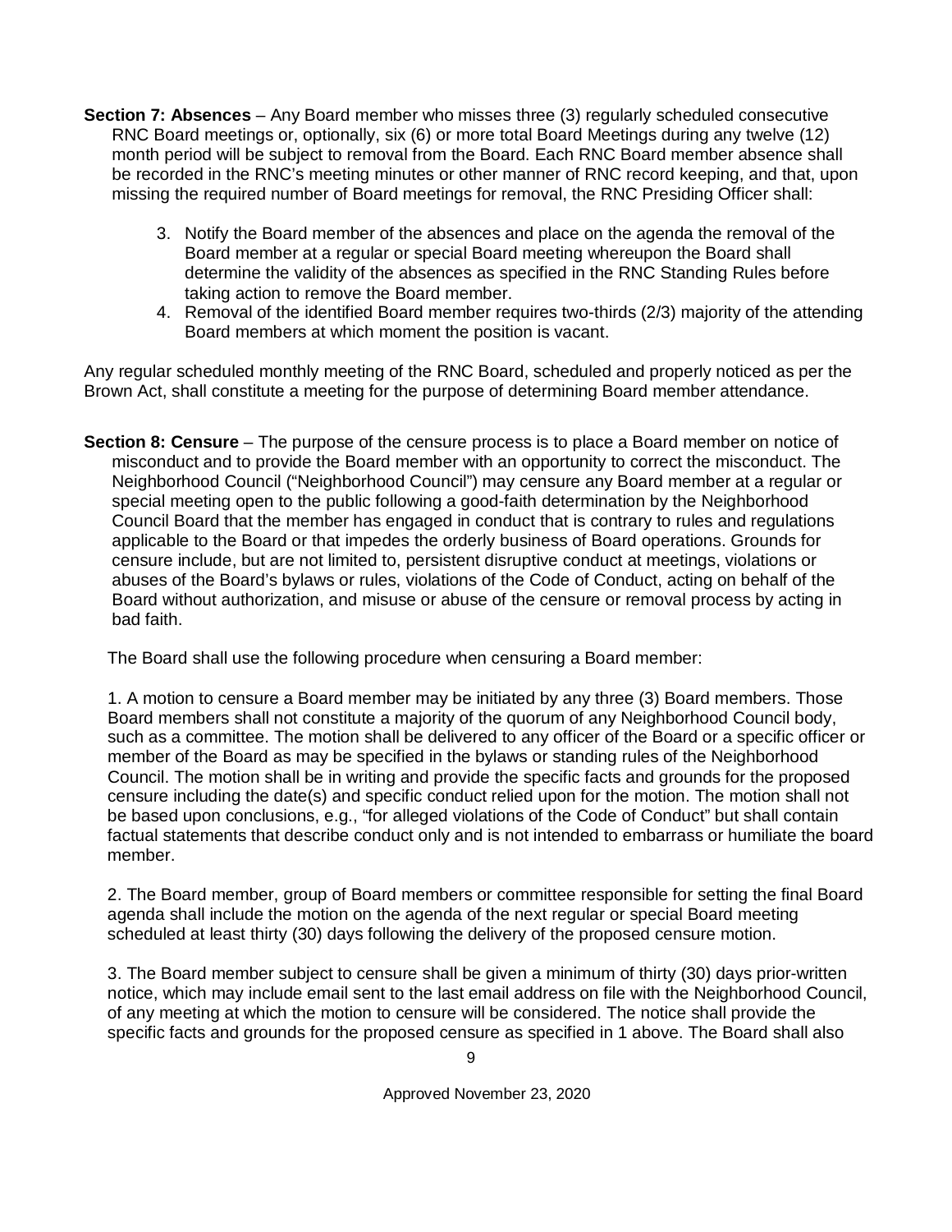**Section 7: Absences** – Any Board member who misses three (3) regularly scheduled consecutive RNC Board meetings or, optionally, six (6) or more total Board Meetings during any twelve (12) month period will be subject to removal from the Board. Each RNC Board member absence shall be recorded in the RNC's meeting minutes or other manner of RNC record keeping, and that, upon missing the required number of Board meetings for removal, the RNC Presiding Officer shall:

3. Notify the Board member of the absences and place on the agenda the removal of the Board member at a regular or special Board meeting whereupon the Board shall determine the validity of the absences as specified in the RNC Standing Rules before taking action to remove the Board member.
4. Removal of the identified Board member requires two-thirds (2/3) majority of the attending Board members at which moment the position is vacant.

Any regular scheduled monthly meeting of the RNC Board, scheduled and properly noticed as per the Brown Act, shall constitute a meeting for the purpose of determining Board member attendance.

**Section 8: Censure** – The purpose of the censure process is to place a Board member on notice of misconduct and to provide the Board member with an opportunity to correct the misconduct. The Neighborhood Council ("Neighborhood Council") may censure any Board member at a regular or special meeting open to the public following a good-faith determination by the Neighborhood Council Board that the member has engaged in conduct that is contrary to rules and regulations applicable to the Board or that impedes the orderly business of Board operations. Grounds for censure include, but are not limited to, persistent disruptive conduct at meetings, violations or abuses of the Board's bylaws or rules, violations of the Code of Conduct, acting on behalf of the Board without authorization, and misuse or abuse of the censure or removal process by acting in bad faith.

The Board shall use the following procedure when censuring a Board member:

1. A motion to censure a Board member may be initiated by any three (3) Board members. Those Board members shall not constitute a majority of the quorum of any Neighborhood Council body, such as a committee. The motion shall be delivered to any officer of the Board or a specific officer or member of the Board as may be specified in the bylaws or standing rules of the Neighborhood Council. The motion shall be in writing and provide the specific facts and grounds for the proposed censure including the date(s) and specific conduct relied upon for the motion. The motion shall not be based upon conclusions, e.g., "for alleged violations of the Code of Conduct" but shall contain factual statements that describe conduct only and is not intended to embarrass or humiliate the board member.

2. The Board member, group of Board members or committee responsible for setting the final Board agenda shall include the motion on the agenda of the next regular or special Board meeting scheduled at least thirty (30) days following the delivery of the proposed censure motion.

3. The Board member subject to censure shall be given a minimum of thirty (30) days prior-written notice, which may include email sent to the last email address on file with the Neighborhood Council, of any meeting at which the motion to censure will be considered. The notice shall provide the specific facts and grounds for the proposed censure as specified in 1 above. The Board shall also

Approved November 23, 2020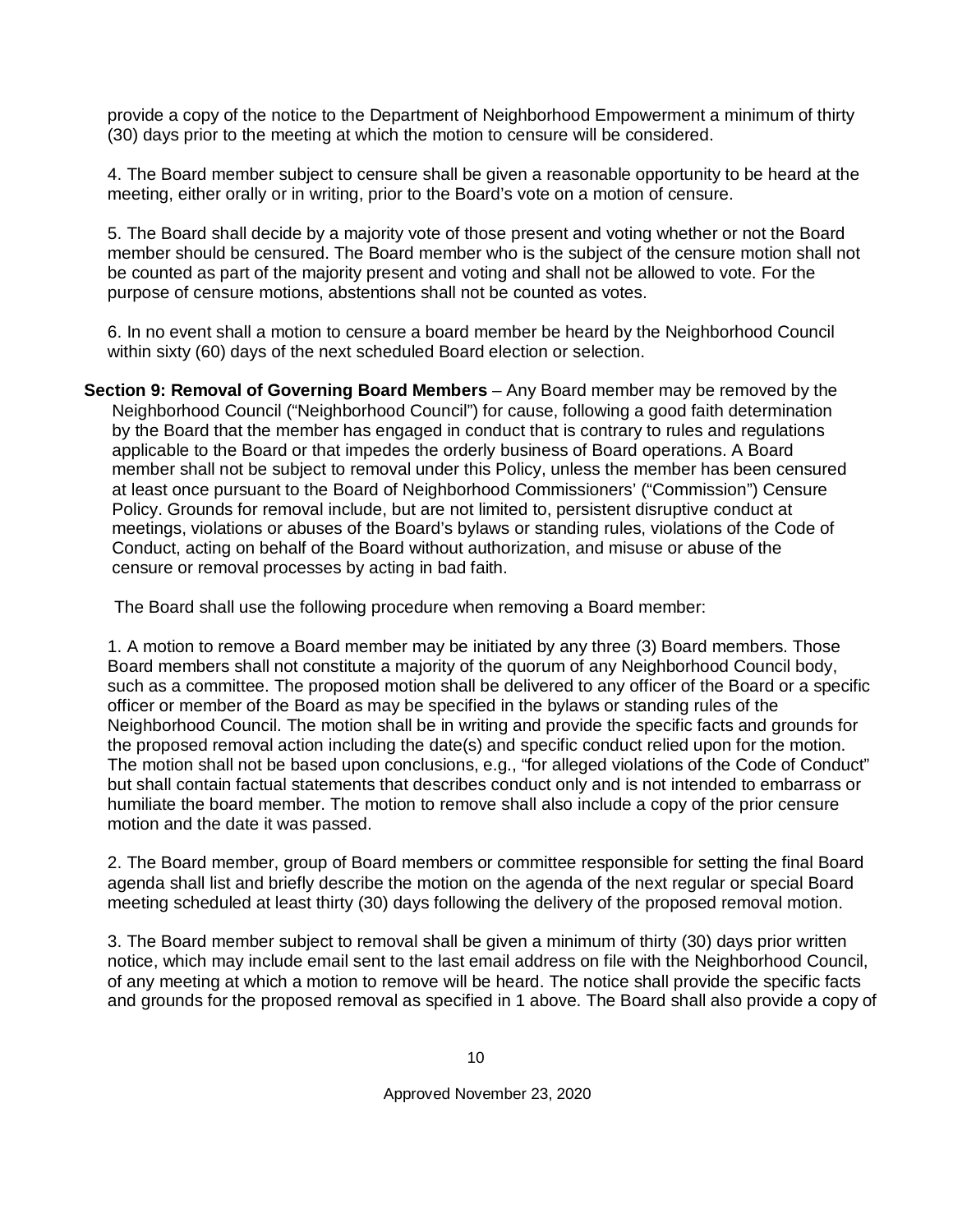provide a copy of the notice to the Department of Neighborhood Empowerment a minimum of thirty (30) days prior to the meeting at which the motion to censure will be considered.

4. The Board member subject to censure shall be given a reasonable opportunity to be heard at the meeting, either orally or in writing, prior to the Board's vote on a motion of censure.

5. The Board shall decide by a majority vote of those present and voting whether or not the Board member should be censured. The Board member who is the subject of the censure motion shall not be counted as part of the majority present and voting and shall not be allowed to vote. For the purpose of censure motions, abstentions shall not be counted as votes.

6. In no event shall a motion to censure a board member be heard by the Neighborhood Council within sixty (60) days of the next scheduled Board election or selection.

**Section 9: Removal of Governing Board Members** – Any Board member may be removed by the Neighborhood Council ("Neighborhood Council") for cause, following a good faith determination by the Board that the member has engaged in conduct that is contrary to rules and regulations applicable to the Board or that impedes the orderly business of Board operations. A Board member shall not be subject to removal under this Policy, unless the member has been censured at least once pursuant to the Board of Neighborhood Commissioners' ("Commission") Censure Policy. Grounds for removal include, but are not limited to, persistent disruptive conduct at meetings, violations or abuses of the Board's bylaws or standing rules, violations of the Code of Conduct, acting on behalf of the Board without authorization, and misuse or abuse of the censure or removal processes by acting in bad faith.

The Board shall use the following procedure when removing a Board member:

1. A motion to remove a Board member may be initiated by any three (3) Board members. Those Board members shall not constitute a majority of the quorum of any Neighborhood Council body, such as a committee. The proposed motion shall be delivered to any officer of the Board or a specific officer or member of the Board as may be specified in the bylaws or standing rules of the Neighborhood Council. The motion shall be in writing and provide the specific facts and grounds for the proposed removal action including the date(s) and specific conduct relied upon for the motion. The motion shall not be based upon conclusions, e.g., "for alleged violations of the Code of Conduct" but shall contain factual statements that describes conduct only and is not intended to embarrass or humiliate the board member. The motion to remove shall also include a copy of the prior censure motion and the date it was passed.

2. The Board member, group of Board members or committee responsible for setting the final Board agenda shall list and briefly describe the motion on the agenda of the next regular or special Board meeting scheduled at least thirty (30) days following the delivery of the proposed removal motion.

3. The Board member subject to removal shall be given a minimum of thirty (30) days prior written notice, which may include email sent to the last email address on file with the Neighborhood Council, of any meeting at which a motion to remove will be heard. The notice shall provide the specific facts and grounds for the proposed removal as specified in 1 above. The Board shall also provide a copy of

Approved November 23, 2020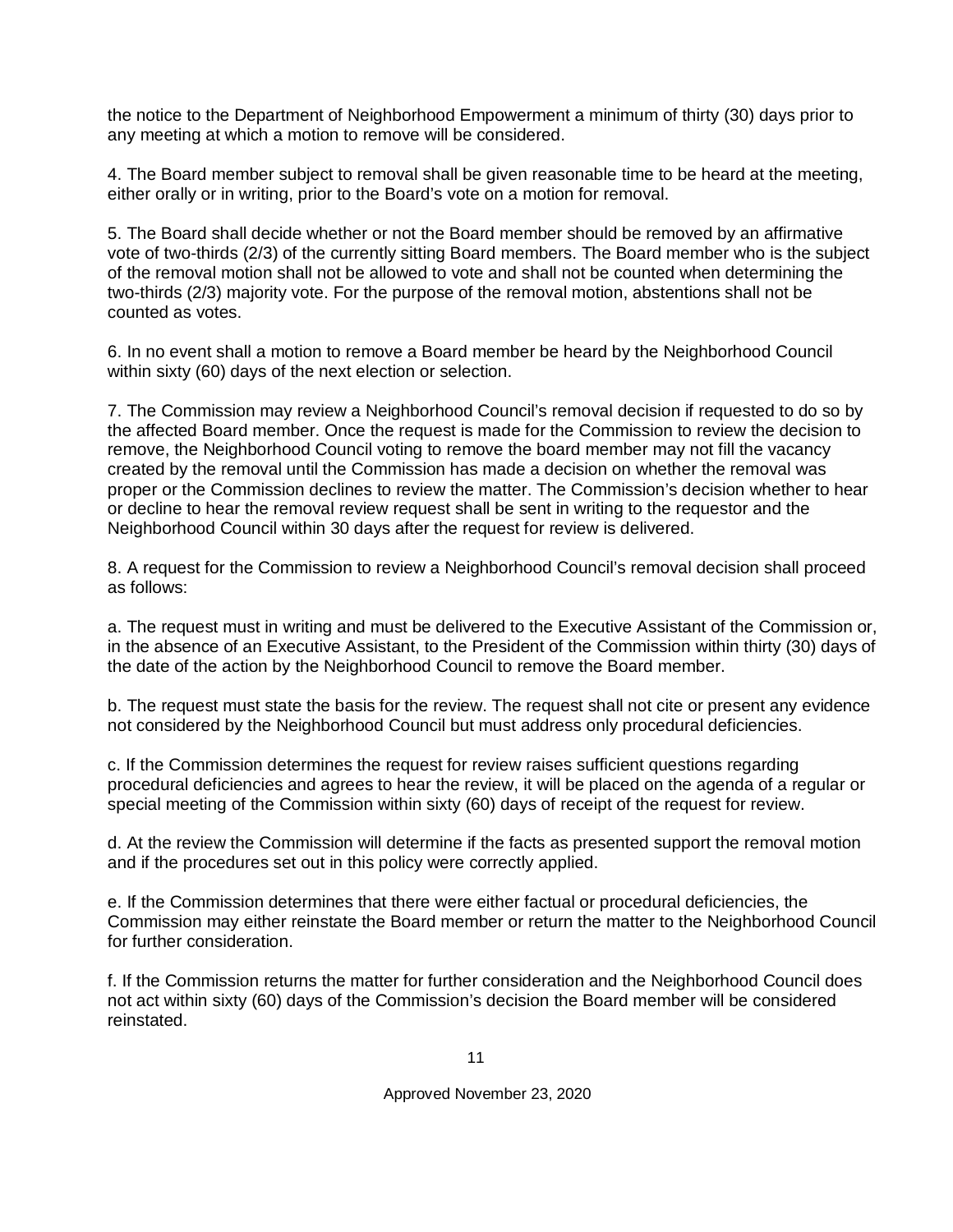the notice to the Department of Neighborhood Empowerment a minimum of thirty (30) days prior to any meeting at which a motion to remove will be considered.

4. The Board member subject to removal shall be given reasonable time to be heard at the meeting, either orally or in writing, prior to the Board's vote on a motion for removal.

5. The Board shall decide whether or not the Board member should be removed by an affirmative vote of two-thirds (2/3) of the currently sitting Board members. The Board member who is the subject of the removal motion shall not be allowed to vote and shall not be counted when determining the two-thirds (2/3) majority vote. For the purpose of the removal motion, abstentions shall not be counted as votes.

6. In no event shall a motion to remove a Board member be heard by the Neighborhood Council within sixty (60) days of the next election or selection.

7. The Commission may review a Neighborhood Council's removal decision if requested to do so by the affected Board member. Once the request is made for the Commission to review the decision to remove, the Neighborhood Council voting to remove the board member may not fill the vacancy created by the removal until the Commission has made a decision on whether the removal was proper or the Commission declines to review the matter. The Commission's decision whether to hear or decline to hear the removal review request shall be sent in writing to the requestor and the Neighborhood Council within 30 days after the request for review is delivered.

8. A request for the Commission to review a Neighborhood Council's removal decision shall proceed as follows:

a. The request must in writing and must be delivered to the Executive Assistant of the Commission or, in the absence of an Executive Assistant, to the President of the Commission within thirty (30) days of the date of the action by the Neighborhood Council to remove the Board member.

b. The request must state the basis for the review. The request shall not cite or present any evidence not considered by the Neighborhood Council but must address only procedural deficiencies.

c. If the Commission determines the request for review raises sufficient questions regarding procedural deficiencies and agrees to hear the review, it will be placed on the agenda of a regular or special meeting of the Commission within sixty (60) days of receipt of the request for review.

d. At the review the Commission will determine if the facts as presented support the removal motion and if the procedures set out in this policy were correctly applied.

e. If the Commission determines that there were either factual or procedural deficiencies, the Commission may either reinstate the Board member or return the matter to the Neighborhood Council for further consideration.

f. If the Commission returns the matter for further consideration and the Neighborhood Council does not act within sixty (60) days of the Commission's decision the Board member will be considered reinstated.

Approved November 23, 2020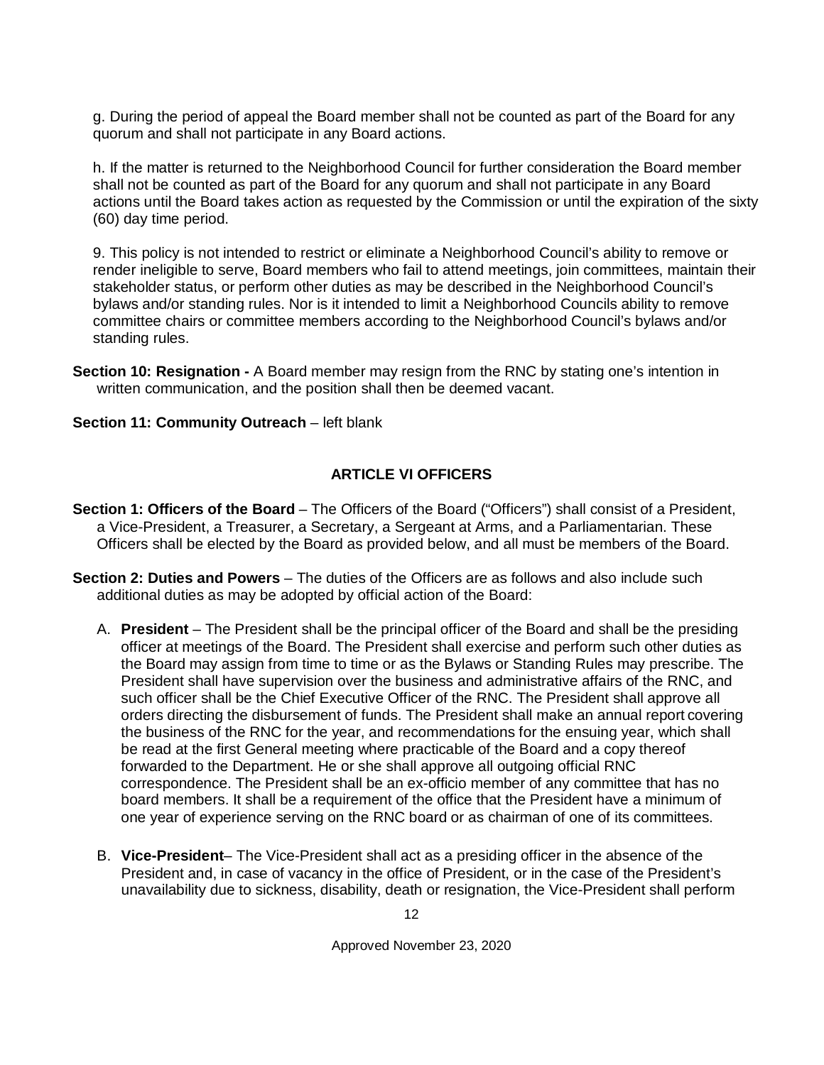g. During the period of appeal the Board member shall not be counted as part of the Board for any quorum and shall not participate in any Board actions.

h. If the matter is returned to the Neighborhood Council for further consideration the Board member shall not be counted as part of the Board for any quorum and shall not participate in any Board actions until the Board takes action as requested by the Commission or until the expiration of the sixty (60) day time period.

9. This policy is not intended to restrict or eliminate a Neighborhood Council's ability to remove or render ineligible to serve, Board members who fail to attend meetings, join committees, maintain their stakeholder status, or perform other duties as may be described in the Neighborhood Council's bylaws and/or standing rules. Nor is it intended to limit a Neighborhood Councils ability to remove committee chairs or committee members according to the Neighborhood Council's bylaws and/or standing rules.

**Section 10: Resignation -** A Board member may resign from the RNC by stating one's intention in written communication, and the position shall then be deemed vacant.

**Section 11: Community Outreach** – left blank

## ARTICLE VI OFFICERS

**Section 1: Officers of the Board** – The Officers of the Board ("Officers") shall consist of a President, a Vice-President, a Treasurer, a Secretary, a Sergeant at Arms, and a Parliamentarian. These Officers shall be elected by the Board as provided below, and all must be members of the Board.

**Section 2: Duties and Powers** – The duties of the Officers are as follows and also include such additional duties as may be adopted by official action of the Board:

A. **President** – The President shall be the principal officer of the Board and shall be the presiding officer at meetings of the Board. The President shall exercise and perform such other duties as the Board may assign from time to time or as the Bylaws or Standing Rules may prescribe. The President shall have supervision over the business and administrative affairs of the RNC, and such officer shall be the Chief Executive Officer of the RNC. The President shall approve all orders directing the disbursement of funds. The President shall make an annual report covering the business of the RNC for the year, and recommendations for the ensuing year, which shall be read at the first General meeting where practicable of the Board and a copy thereof forwarded to the Department. He or she shall approve all outgoing official RNC correspondence. The President shall be an ex-officio member of any committee that has no board members. It shall be a requirement of the office that the President have a minimum of one year of experience serving on the RNC board or as chairman of one of its committees.

B. **Vice-President**– The Vice-President shall act as a presiding officer in the absence of the President and, in case of vacancy in the office of President, or in the case of the President's unavailability due to sickness, disability, death or resignation, the Vice-President shall perform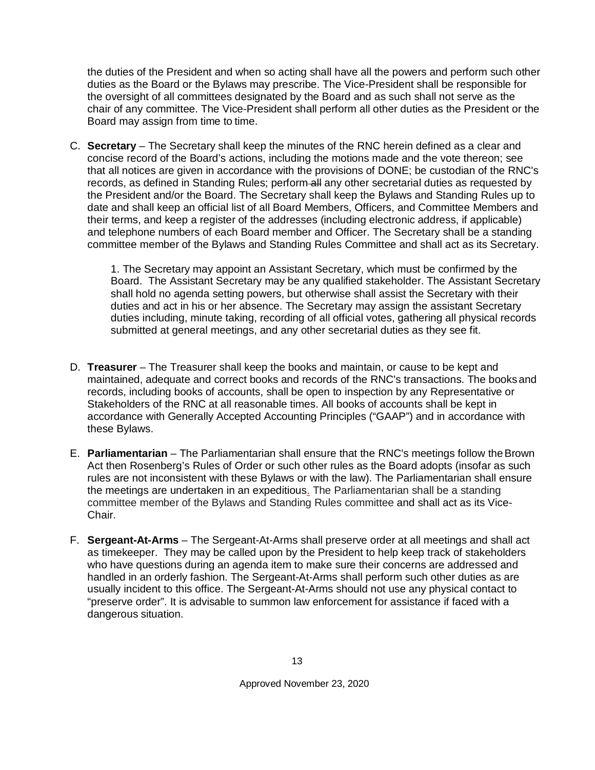the duties of the President and when so acting shall have all the powers and perform such other duties as the Board or the Bylaws may prescribe. The Vice-President shall be responsible for the oversight of all committees designated by the Board and as such shall not serve as the chair of any committee. The Vice-President shall perform all other duties as the President or the Board may assign from time to time.

C. **Secretary** – The Secretary shall keep the minutes of the RNC herein defined as a clear and concise record of the Board's actions, including the motions made and the vote thereon; see that all notices are given in accordance with the provisions of DONE; be custodian of the RNC's records, as defined in Standing Rules; perform ~~all~~ any other secretarial duties as requested by the President and/or the Board. The Secretary shall keep the Bylaws and Standing Rules up to date and shall keep an official list of all Board Members, Officers, and Committee Members and their terms, and keep a register of the addresses (including electronic address, if applicable) and telephone numbers of each Board member and Officer. The Secretary shall be a standing committee member of the Bylaws and Standing Rules Committee and shall act as its Secretary.

   1. The Secretary may appoint an Assistant Secretary, which must be confirmed by the Board. The Assistant Secretary may be any qualified stakeholder. The Assistant Secretary shall hold no agenda setting powers, but otherwise shall assist the Secretary with their duties and act in his or her absence. The Secretary may assign the assistant Secretary duties including, minute taking, recording of all official votes, gathering all physical records submitted at general meetings, and any other secretarial duties as they see fit.

D. **Treasurer** – The Treasurer shall keep the books and maintain, or cause to be kept and maintained, adequate and correct books and records of the RNC's transactions. The books and records, including books of accounts, shall be open to inspection by any Representative or Stakeholders of the RNC at all reasonable times. All books of accounts shall be kept in accordance with Generally Accepted Accounting Principles ("GAAP") and in accordance with these Bylaws.

E. **Parliamentarian** – The Parliamentarian shall ensure that the RNC's meetings follow the Brown Act then Rosenberg's Rules of Order or such other rules as the Board adopts (insofar as such rules are not inconsistent with these Bylaws or with the law). The Parliamentarian shall ensure the meetings are undertaken in an expeditious. The Parliamentarian shall be a standing committee member of the Bylaws and Standing Rules committee and shall act as its Vice-Chair.

F. **Sergeant-At-Arms** – The Sergeant-At-Arms shall preserve order at all meetings and shall act as timekeeper. They may be called upon by the President to help keep track of stakeholders who have questions during an agenda item to make sure their concerns are addressed and handled in an orderly fashion. The Sergeant-At-Arms shall perform such other duties as are usually incident to this office. The Sergeant-At-Arms should not use any physical contact to "preserve order". It is advisable to summon law enforcement for assistance if faced with a dangerous situation.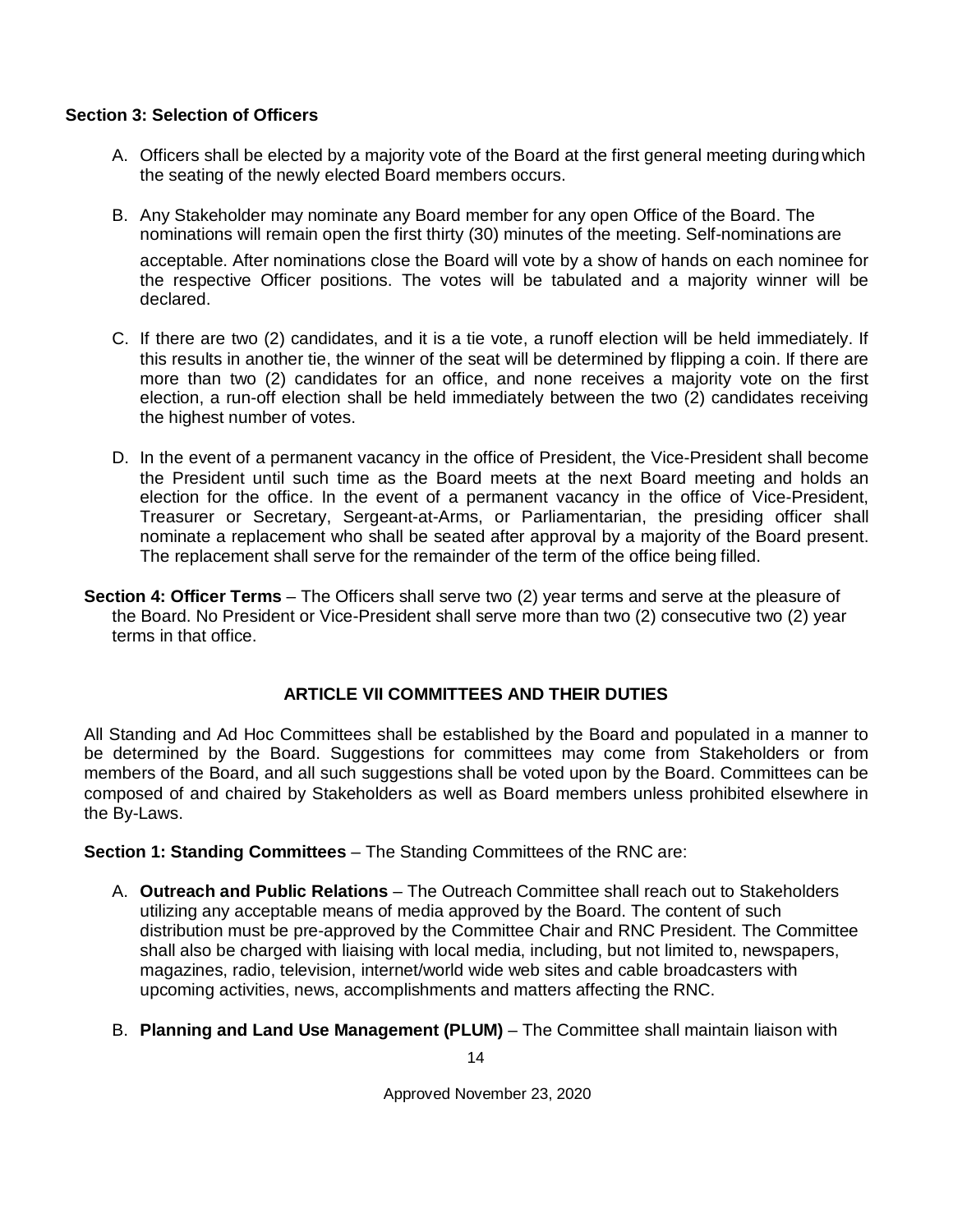**Section 3: Selection of Officers**

A. Officers shall be elected by a majority vote of the Board at the first general meeting during which the seating of the newly elected Board members occurs.

B. Any Stakeholder may nominate any Board member for any open Office of the Board. The nominations will remain open the first thirty (30) minutes of the meeting. Self-nominations are acceptable. After nominations close the Board will vote by a show of hands on each nominee for the respective Officer positions. The votes will be tabulated and a majority winner will be declared.

C. If there are two (2) candidates, and it is a tie vote, a runoff election will be held immediately. If this results in another tie, the winner of the seat will be determined by flipping a coin. If there are more than two (2) candidates for an office, and none receives a majority vote on the first election, a run-off election shall be held immediately between the two (2) candidates receiving the highest number of votes.

D. In the event of a permanent vacancy in the office of President, the Vice-President shall become the President until such time as the Board meets at the next Board meeting and holds an election for the office. In the event of a permanent vacancy in the office of Vice-President, Treasurer or Secretary, Sergeant-at-Arms, or Parliamentarian, the presiding officer shall nominate a replacement who shall be seated after approval by a majority of the Board present. The replacement shall serve for the remainder of the term of the office being filled.

**Section 4: Officer Terms** – The Officers shall serve two (2) year terms and serve at the pleasure of the Board. No President or Vice-President shall serve more than two (2) consecutive two (2) year terms in that office.

## ARTICLE VII COMMITTEES AND THEIR DUTIES

All Standing and Ad Hoc Committees shall be established by the Board and populated in a manner to be determined by the Board. Suggestions for committees may come from Stakeholders or from members of the Board, and all such suggestions shall be voted upon by the Board. Committees can be composed of and chaired by Stakeholders as well as Board members unless prohibited elsewhere in the By-Laws.

**Section 1: Standing Committees** – The Standing Committees of the RNC are:

A. **Outreach and Public Relations** – The Outreach Committee shall reach out to Stakeholders utilizing any acceptable means of media approved by the Board. The content of such distribution must be pre-approved by the Committee Chair and RNC President. The Committee shall also be charged with liaising with local media, including, but not limited to, newspapers, magazines, radio, television, internet/world wide web sites and cable broadcasters with upcoming activities, news, accomplishments and matters affecting the RNC.

B. **Planning and Land Use Management (PLUM)** – The Committee shall maintain liaison with

Approved November 23, 2020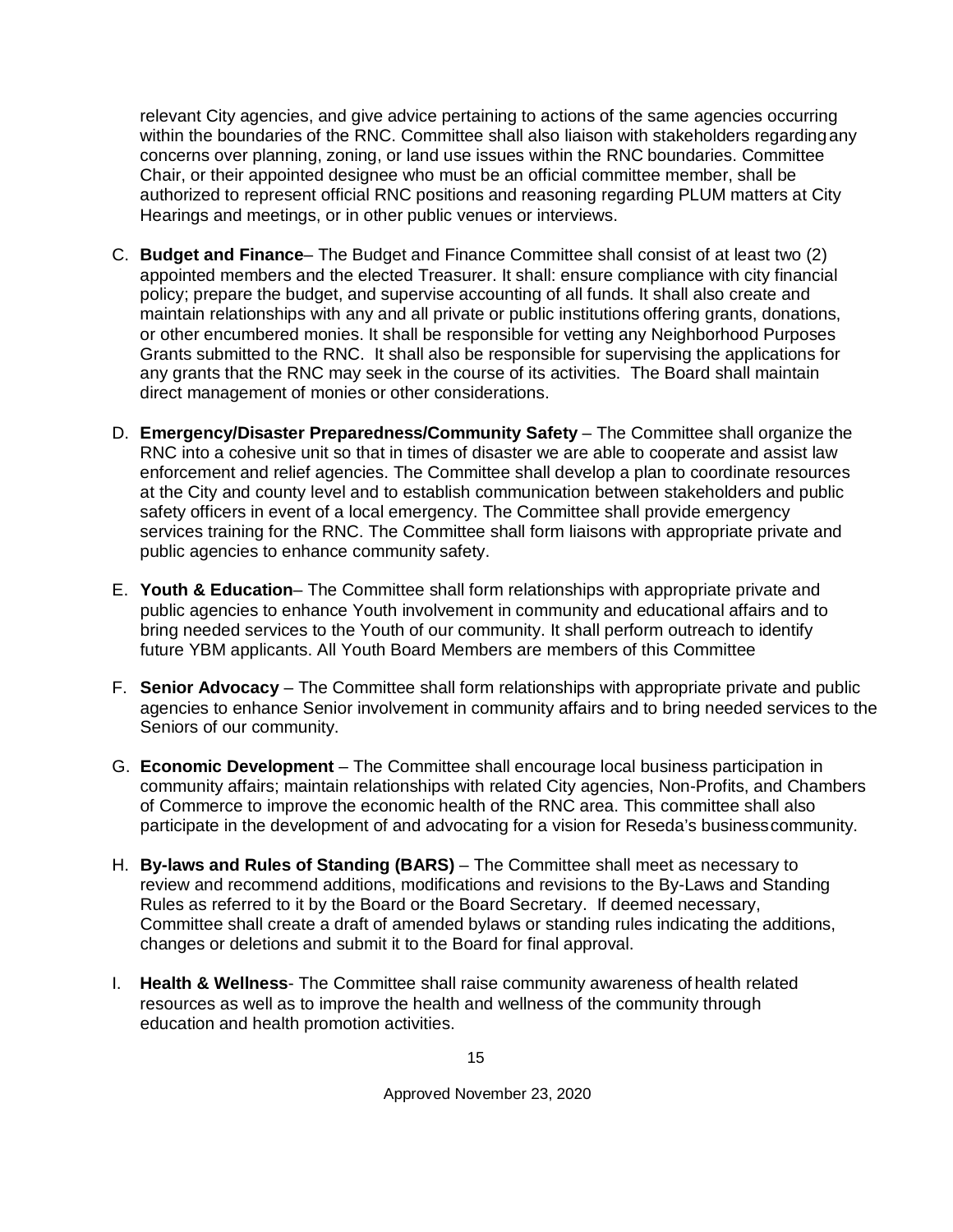relevant City agencies, and give advice pertaining to actions of the same agencies occurring within the boundaries of the RNC. Committee shall also liaison with stakeholders regarding any concerns over planning, zoning, or land use issues within the RNC boundaries. Committee Chair, or their appointed designee who must be an official committee member, shall be authorized to represent official RNC positions and reasoning regarding PLUM matters at City Hearings and meetings, or in other public venues or interviews.

C. **Budget and Finance**– The Budget and Finance Committee shall consist of at least two (2) appointed members and the elected Treasurer. It shall: ensure compliance with city financial policy; prepare the budget, and supervise accounting of all funds. It shall also create and maintain relationships with any and all private or public institutions offering grants, donations, or other encumbered monies. It shall be responsible for vetting any Neighborhood Purposes Grants submitted to the RNC. It shall also be responsible for supervising the applications for any grants that the RNC may seek in the course of its activities. The Board shall maintain direct management of monies or other considerations.

D. **Emergency/Disaster Preparedness/Community Safety** – The Committee shall organize the RNC into a cohesive unit so that in times of disaster we are able to cooperate and assist law enforcement and relief agencies. The Committee shall develop a plan to coordinate resources at the City and county level and to establish communication between stakeholders and public safety officers in event of a local emergency. The Committee shall provide emergency services training for the RNC. The Committee shall form liaisons with appropriate private and public agencies to enhance community safety.

E. **Youth & Education**– The Committee shall form relationships with appropriate private and public agencies to enhance Youth involvement in community and educational affairs and to bring needed services to the Youth of our community. It shall perform outreach to identify future YBM applicants. All Youth Board Members are members of this Committee

F. **Senior Advocacy** – The Committee shall form relationships with appropriate private and public agencies to enhance Senior involvement in community affairs and to bring needed services to the Seniors of our community.

G. **Economic Development** – The Committee shall encourage local business participation in community affairs; maintain relationships with related City agencies, Non-Profits, and Chambers of Commerce to improve the economic health of the RNC area. This committee shall also participate in the development of and advocating for a vision for Reseda's business community.

H. **By-laws and Rules of Standing (BARS)** – The Committee shall meet as necessary to review and recommend additions, modifications and revisions to the By-Laws and Standing Rules as referred to it by the Board or the Board Secretary. If deemed necessary, Committee shall create a draft of amended bylaws or standing rules indicating the additions, changes or deletions and submit it to the Board for final approval.

I. **Health & Wellness**- The Committee shall raise community awareness of health related resources as well as to improve the health and wellness of the community through education and health promotion activities.

Approved November 23, 2020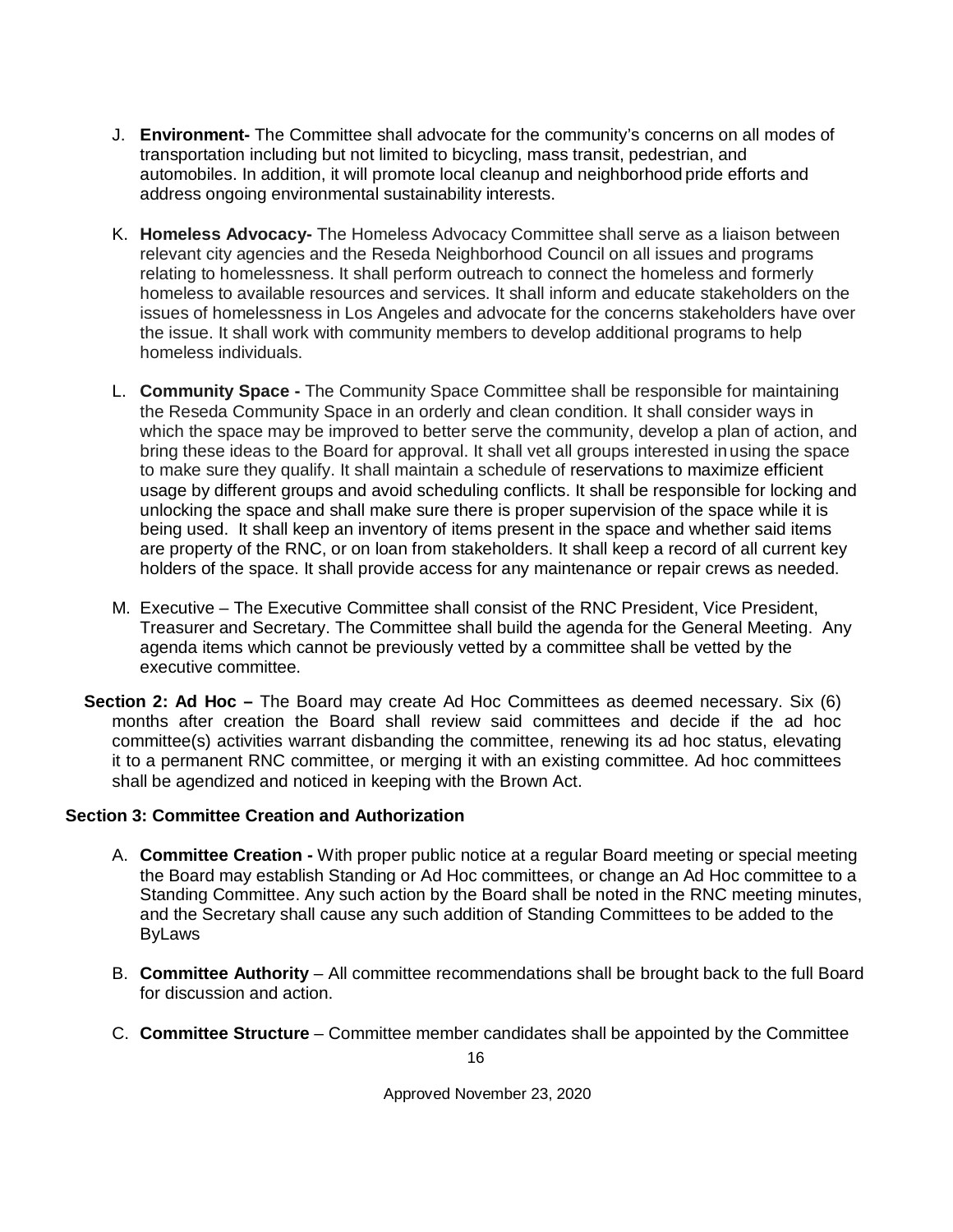J. **Environment-** The Committee shall advocate for the community's concerns on all modes of transportation including but not limited to bicycling, mass transit, pedestrian, and automobiles. In addition, it will promote local cleanup and neighborhood pride efforts and address ongoing environmental sustainability interests.

K. **Homeless Advocacy-** The Homeless Advocacy Committee shall serve as a liaison between relevant city agencies and the Reseda Neighborhood Council on all issues and programs relating to homelessness. It shall perform outreach to connect the homeless and formerly homeless to available resources and services. It shall inform and educate stakeholders on the issues of homelessness in Los Angeles and advocate for the concerns stakeholders have over the issue. It shall work with community members to develop additional programs to help homeless individuals.

L. **Community Space -** The Community Space Committee shall be responsible for maintaining the Reseda Community Space in an orderly and clean condition. It shall consider ways in which the space may be improved to better serve the community, develop a plan of action, and bring these ideas to the Board for approval. It shall vet all groups interested in using the space to make sure they qualify. It shall maintain a schedule of reservations to maximize efficient usage by different groups and avoid scheduling conflicts. It shall be responsible for locking and unlocking the space and shall make sure there is proper supervision of the space while it is being used. It shall keep an inventory of items present in the space and whether said items are property of the RNC, or on loan from stakeholders. It shall keep a record of all current key holders of the space. It shall provide access for any maintenance or repair crews as needed.

M. Executive – The Executive Committee shall consist of the RNC President, Vice President, Treasurer and Secretary. The Committee shall build the agenda for the General Meeting. Any agenda items which cannot be previously vetted by a committee shall be vetted by the executive committee.

**Section 2: Ad Hoc –** The Board may create Ad Hoc Committees as deemed necessary. Six (6) months after creation the Board shall review said committees and decide if the ad hoc committee(s) activities warrant disbanding the committee, renewing its ad hoc status, elevating it to a permanent RNC committee, or merging it with an existing committee. Ad hoc committees shall be agendized and noticed in keeping with the Brown Act.

**Section 3: Committee Creation and Authorization**

A. **Committee Creation -** With proper public notice at a regular Board meeting or special meeting the Board may establish Standing or Ad Hoc committees, or change an Ad Hoc committee to a Standing Committee. Any such action by the Board shall be noted in the RNC meeting minutes, and the Secretary shall cause any such addition of Standing Committees to be added to the ByLaws

B. **Committee Authority** – All committee recommendations shall be brought back to the full Board for discussion and action.

C. **Committee Structure** – Committee member candidates shall be appointed by the Committee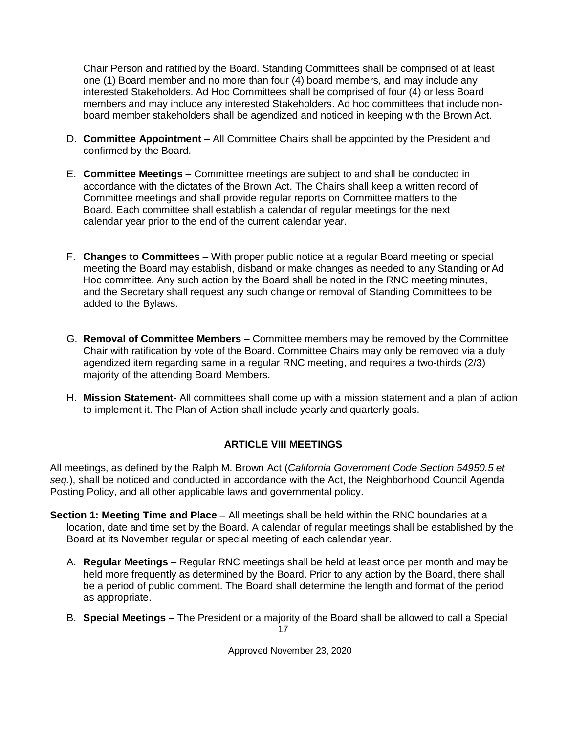Chair Person and ratified by the Board. Standing Committees shall be comprised of at least one (1) Board member and no more than four (4) board members, and may include any interested Stakeholders. Ad Hoc Committees shall be comprised of four (4) or less Board members and may include any interested Stakeholders. Ad hoc committees that include non-board member stakeholders shall be agendized and noticed in keeping with the Brown Act.

D. **Committee Appointment** – All Committee Chairs shall be appointed by the President and confirmed by the Board.

E. **Committee Meetings** – Committee meetings are subject to and shall be conducted in accordance with the dictates of the Brown Act. The Chairs shall keep a written record of Committee meetings and shall provide regular reports on Committee matters to the Board. Each committee shall establish a calendar of regular meetings for the next calendar year prior to the end of the current calendar year.

F. **Changes to Committees** – With proper public notice at a regular Board meeting or special meeting the Board may establish, disband or make changes as needed to any Standing or Ad Hoc committee. Any such action by the Board shall be noted in the RNC meeting minutes, and the Secretary shall request any such change or removal of Standing Committees to be added to the Bylaws.

G. **Removal of Committee Members** – Committee members may be removed by the Committee Chair with ratification by vote of the Board. Committee Chairs may only be removed via a duly agendized item regarding same in a regular RNC meeting, and requires a two-thirds (2/3) majority of the attending Board Members.

H. **Mission Statement-** All committees shall come up with a mission statement and a plan of action to implement it. The Plan of Action shall include yearly and quarterly goals.

## ARTICLE VIII MEETINGS

All meetings, as defined by the Ralph M. Brown Act (*California Government Code Section 54950.5 et seq.*), shall be noticed and conducted in accordance with the Act, the Neighborhood Council Agenda Posting Policy, and all other applicable laws and governmental policy.

**Section 1: Meeting Time and Place** – All meetings shall be held within the RNC boundaries at a location, date and time set by the Board. A calendar of regular meetings shall be established by the Board at its November regular or special meeting of each calendar year.

A. **Regular Meetings** – Regular RNC meetings shall be held at least once per month and may be held more frequently as determined by the Board. Prior to any action by the Board, there shall be a period of public comment. The Board shall determine the length and format of the period as appropriate.

B. **Special Meetings** – The President or a majority of the Board shall be allowed to call a Special

Approved November 23, 2020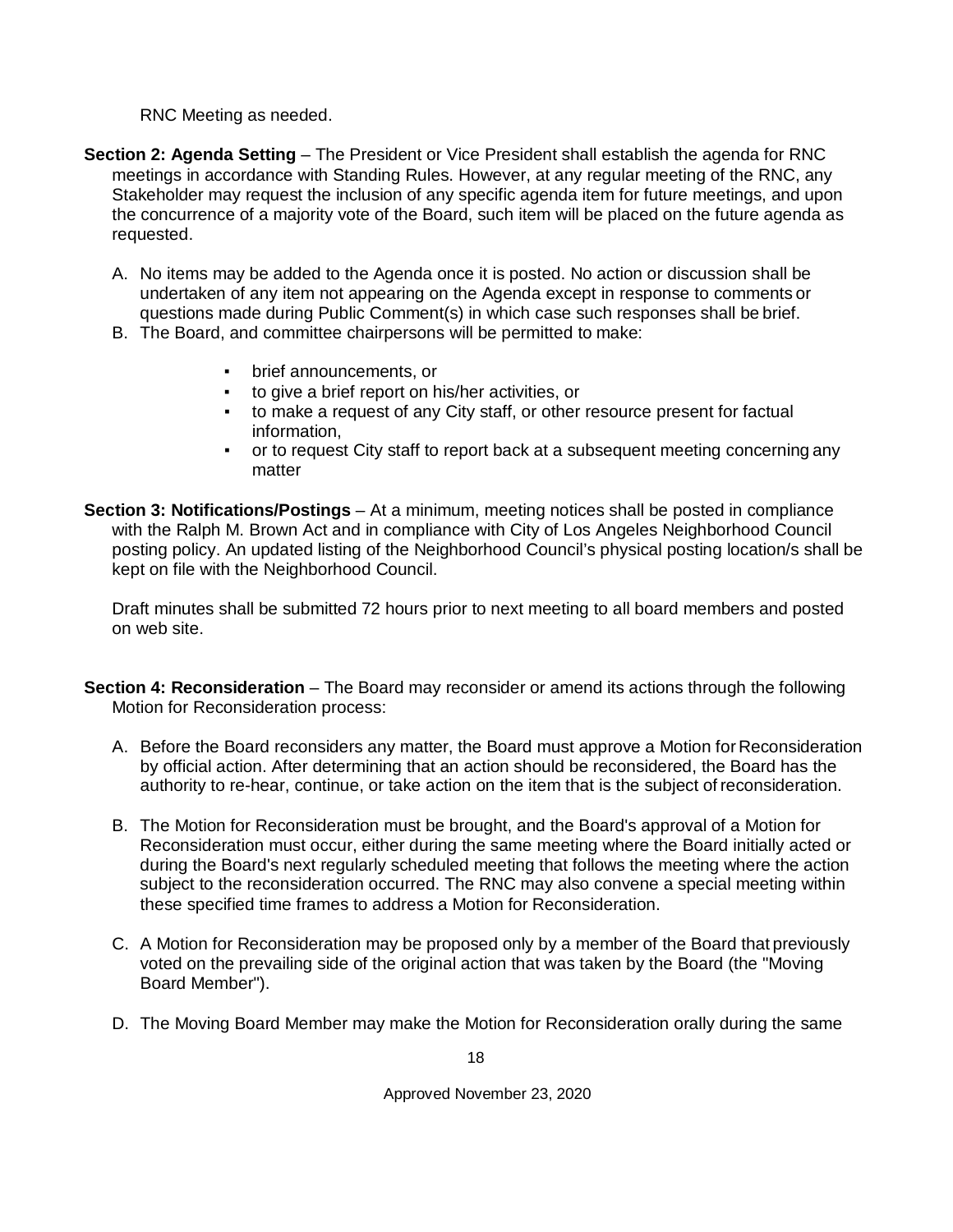RNC Meeting as needed.

**Section 2: Agenda Setting** – The President or Vice President shall establish the agenda for RNC meetings in accordance with Standing Rules. However, at any regular meeting of the RNC, any Stakeholder may request the inclusion of any specific agenda item for future meetings, and upon the concurrence of a majority vote of the Board, such item will be placed on the future agenda as requested.

A. No items may be added to the Agenda once it is posted. No action or discussion shall be undertaken of any item not appearing on the Agenda except in response to comments or questions made during Public Comment(s) in which case such responses shall be brief.
B. The Board, and committee chairpersons will be permitted to make:
    - brief announcements, or
    - to give a brief report on his/her activities, or
    - to make a request of any City staff, or other resource present for factual information,
    - or to request City staff to report back at a subsequent meeting concerning any matter

**Section 3: Notifications/Postings** – At a minimum, meeting notices shall be posted in compliance with the Ralph M. Brown Act and in compliance with City of Los Angeles Neighborhood Council posting policy. An updated listing of the Neighborhood Council's physical posting location/s shall be kept on file with the Neighborhood Council.

Draft minutes shall be submitted 72 hours prior to next meeting to all board members and posted on web site.

**Section 4: Reconsideration** – The Board may reconsider or amend its actions through the following Motion for Reconsideration process:

A. Before the Board reconsiders any matter, the Board must approve a Motion for Reconsideration by official action. After determining that an action should be reconsidered, the Board has the authority to re-hear, continue, or take action on the item that is the subject of reconsideration.

B. The Motion for Reconsideration must be brought, and the Board's approval of a Motion for Reconsideration must occur, either during the same meeting where the Board initially acted or during the Board's next regularly scheduled meeting that follows the meeting where the action subject to the reconsideration occurred. The RNC may also convene a special meeting within these specified time frames to address a Motion for Reconsideration.

C. A Motion for Reconsideration may be proposed only by a member of the Board that previously voted on the prevailing side of the original action that was taken by the Board (the "Moving Board Member").

D. The Moving Board Member may make the Motion for Reconsideration orally during the same

Approved November 23, 2020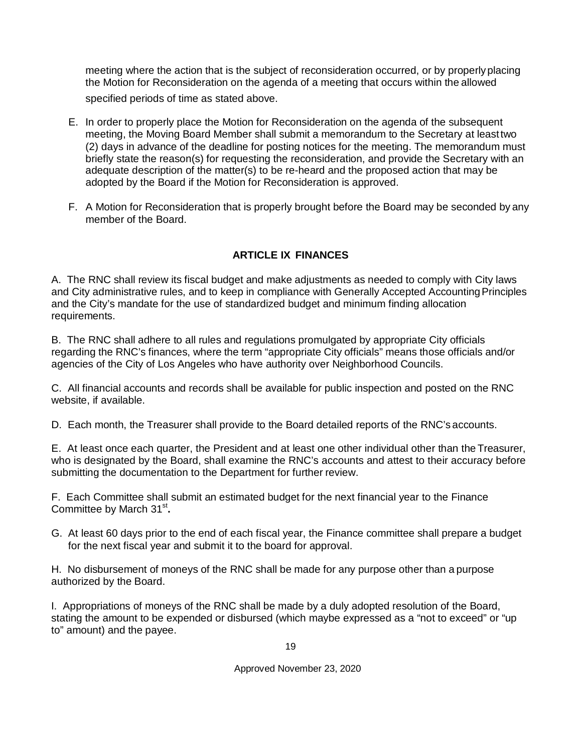meeting where the action that is the subject of reconsideration occurred, or by properly placing the Motion for Reconsideration on the agenda of a meeting that occurs within the allowed specified periods of time as stated above.

E. In order to properly place the Motion for Reconsideration on the agenda of the subsequent meeting, the Moving Board Member shall submit a memorandum to the Secretary at least two (2) days in advance of the deadline for posting notices for the meeting. The memorandum must briefly state the reason(s) for requesting the reconsideration, and provide the Secretary with an adequate description of the matter(s) to be re-heard and the proposed action that may be adopted by the Board if the Motion for Reconsideration is approved.

F. A Motion for Reconsideration that is properly brought before the Board may be seconded by any member of the Board.

## ARTICLE IX FINANCES

A. The RNC shall review its fiscal budget and make adjustments as needed to comply with City laws and City administrative rules, and to keep in compliance with Generally Accepted Accounting Principles and the City's mandate for the use of standardized budget and minimum finding allocation requirements.

B. The RNC shall adhere to all rules and regulations promulgated by appropriate City officials regarding the RNC's finances, where the term "appropriate City officials" means those officials and/or agencies of the City of Los Angeles who have authority over Neighborhood Councils.

C. All financial accounts and records shall be available for public inspection and posted on the RNC website, if available.

D. Each month, the Treasurer shall provide to the Board detailed reports of the RNC's accounts.

E. At least once each quarter, the President and at least one other individual other than the Treasurer, who is designated by the Board, shall examine the RNC's accounts and attest to their accuracy before submitting the documentation to the Department for further review.

F. Each Committee shall submit an estimated budget for the next financial year to the Finance Committee by March 31st**.**

G. At least 60 days prior to the end of each fiscal year, the Finance committee shall prepare a budget for the next fiscal year and submit it to the board for approval.

H. No disbursement of moneys of the RNC shall be made for any purpose other than a purpose authorized by the Board.

I. Appropriations of moneys of the RNC shall be made by a duly adopted resolution of the Board, stating the amount to be expended or disbursed (which maybe expressed as a "not to exceed" or "up to" amount) and the payee.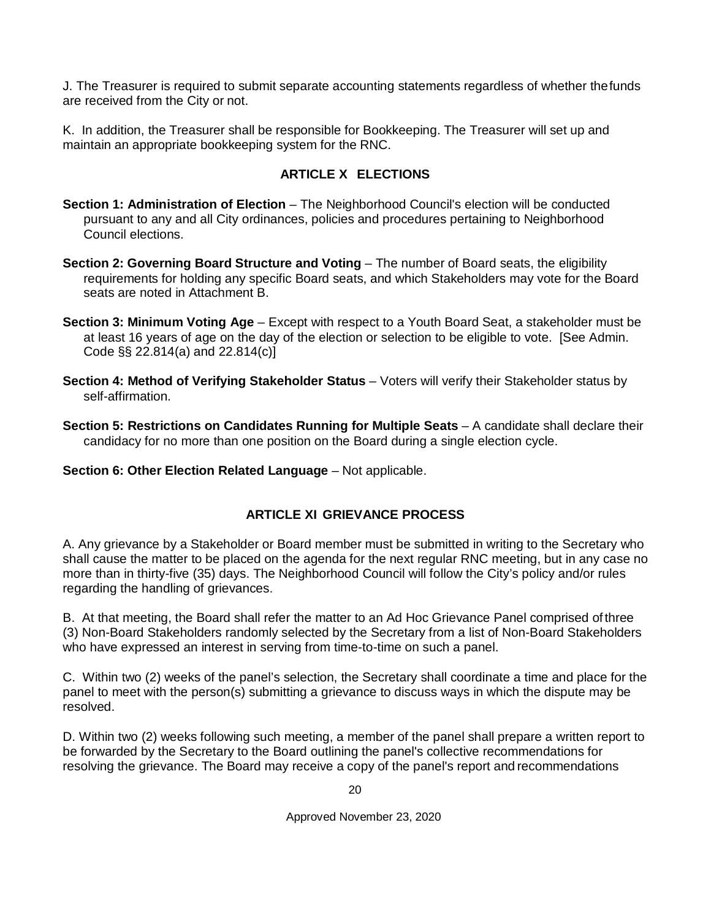J. The Treasurer is required to submit separate accounting statements regardless of whether the funds are received from the City or not.

K. In addition, the Treasurer shall be responsible for Bookkeeping. The Treasurer will set up and maintain an appropriate bookkeeping system for the RNC.

## ARTICLE X ELECTIONS

**Section 1: Administration of Election** – The Neighborhood Council's election will be conducted pursuant to any and all City ordinances, policies and procedures pertaining to Neighborhood Council elections.

**Section 2: Governing Board Structure and Voting** – The number of Board seats, the eligibility requirements for holding any specific Board seats, and which Stakeholders may vote for the Board seats are noted in Attachment B.

**Section 3: Minimum Voting Age** – Except with respect to a Youth Board Seat, a stakeholder must be at least 16 years of age on the day of the election or selection to be eligible to vote. [See Admin. Code §§ 22.814(a) and 22.814(c)]

**Section 4: Method of Verifying Stakeholder Status** – Voters will verify their Stakeholder status by self-affirmation.

**Section 5: Restrictions on Candidates Running for Multiple Seats** – A candidate shall declare their candidacy for no more than one position on the Board during a single election cycle.

**Section 6: Other Election Related Language** – Not applicable.

## ARTICLE XI GRIEVANCE PROCESS

A. Any grievance by a Stakeholder or Board member must be submitted in writing to the Secretary who shall cause the matter to be placed on the agenda for the next regular RNC meeting, but in any case no more than in thirty-five (35) days. The Neighborhood Council will follow the City's policy and/or rules regarding the handling of grievances.

B. At that meeting, the Board shall refer the matter to an Ad Hoc Grievance Panel comprised of three (3) Non-Board Stakeholders randomly selected by the Secretary from a list of Non-Board Stakeholders who have expressed an interest in serving from time-to-time on such a panel.

C. Within two (2) weeks of the panel's selection, the Secretary shall coordinate a time and place for the panel to meet with the person(s) submitting a grievance to discuss ways in which the dispute may be resolved.

D. Within two (2) weeks following such meeting, a member of the panel shall prepare a written report to be forwarded by the Secretary to the Board outlining the panel's collective recommendations for resolving the grievance. The Board may receive a copy of the panel's report and recommendations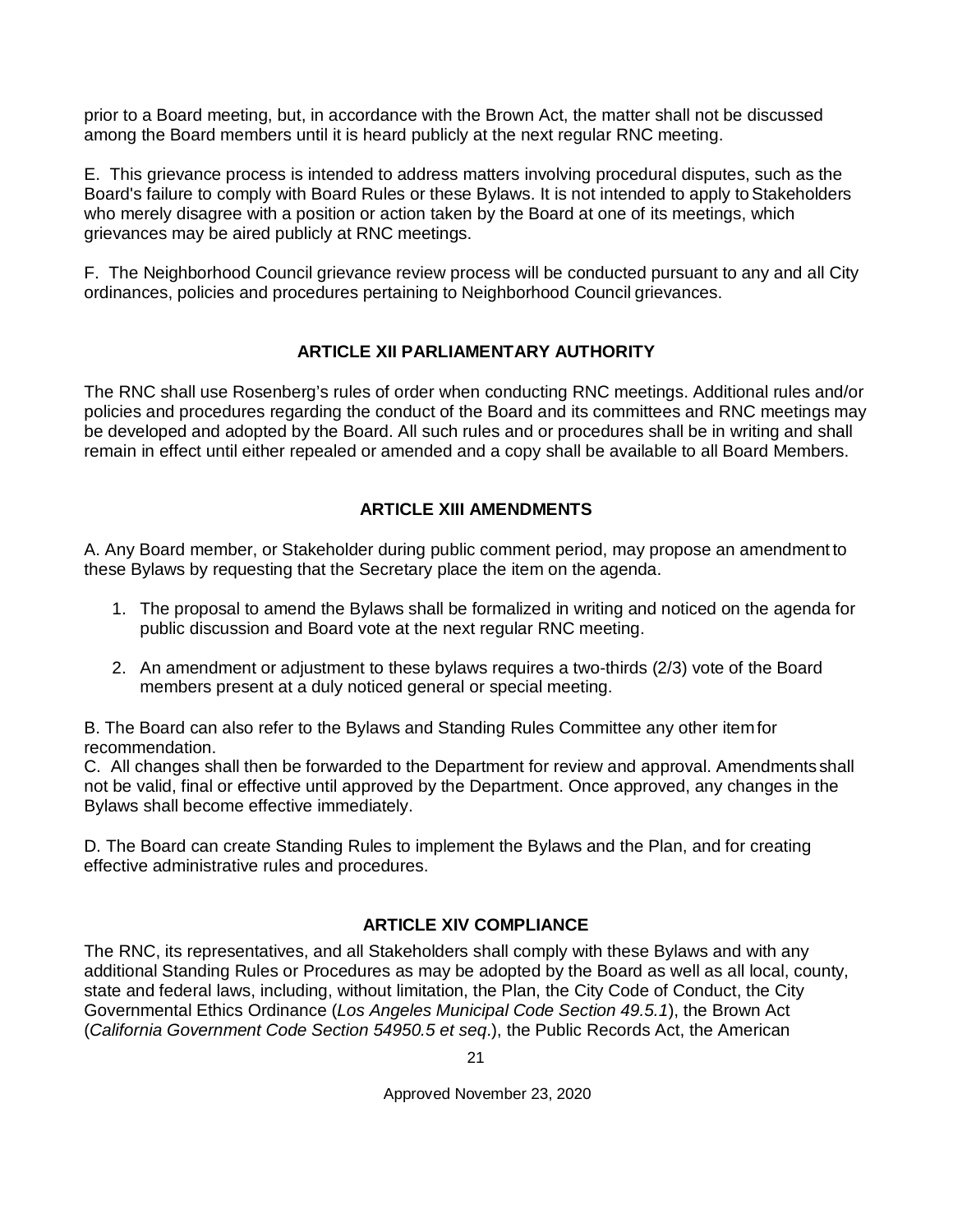prior to a Board meeting, but, in accordance with the Brown Act, the matter shall not be discussed among the Board members until it is heard publicly at the next regular RNC meeting.

E. This grievance process is intended to address matters involving procedural disputes, such as the Board's failure to comply with Board Rules or these Bylaws. It is not intended to apply to Stakeholders who merely disagree with a position or action taken by the Board at one of its meetings, which grievances may be aired publicly at RNC meetings.

F. The Neighborhood Council grievance review process will be conducted pursuant to any and all City ordinances, policies and procedures pertaining to Neighborhood Council grievances.

## ARTICLE XII PARLIAMENTARY AUTHORITY

The RNC shall use Rosenberg's rules of order when conducting RNC meetings. Additional rules and/or policies and procedures regarding the conduct of the Board and its committees and RNC meetings may be developed and adopted by the Board. All such rules and or procedures shall be in writing and shall remain in effect until either repealed or amended and a copy shall be available to all Board Members.

## ARTICLE XIII AMENDMENTS

A. Any Board member, or Stakeholder during public comment period, may propose an amendment to these Bylaws by requesting that the Secretary place the item on the agenda.

1. The proposal to amend the Bylaws shall be formalized in writing and noticed on the agenda for public discussion and Board vote at the next regular RNC meeting.
2. An amendment or adjustment to these bylaws requires a two-thirds (2/3) vote of the Board members present at a duly noticed general or special meeting.

B. The Board can also refer to the Bylaws and Standing Rules Committee any other item for recommendation.

C. All changes shall then be forwarded to the Department for review and approval. Amendments shall not be valid, final or effective until approved by the Department. Once approved, any changes in the Bylaws shall become effective immediately.

D. The Board can create Standing Rules to implement the Bylaws and the Plan, and for creating effective administrative rules and procedures.

## ARTICLE XIV COMPLIANCE

The RNC, its representatives, and all Stakeholders shall comply with these Bylaws and with any additional Standing Rules or Procedures as may be adopted by the Board as well as all local, county, state and federal laws, including, without limitation, the Plan, the City Code of Conduct, the City Governmental Ethics Ordinance (*Los Angeles Municipal Code Section 49.5.1*), the Brown Act (*California Government Code Section 54950.5 et seq*.), the Public Records Act, the American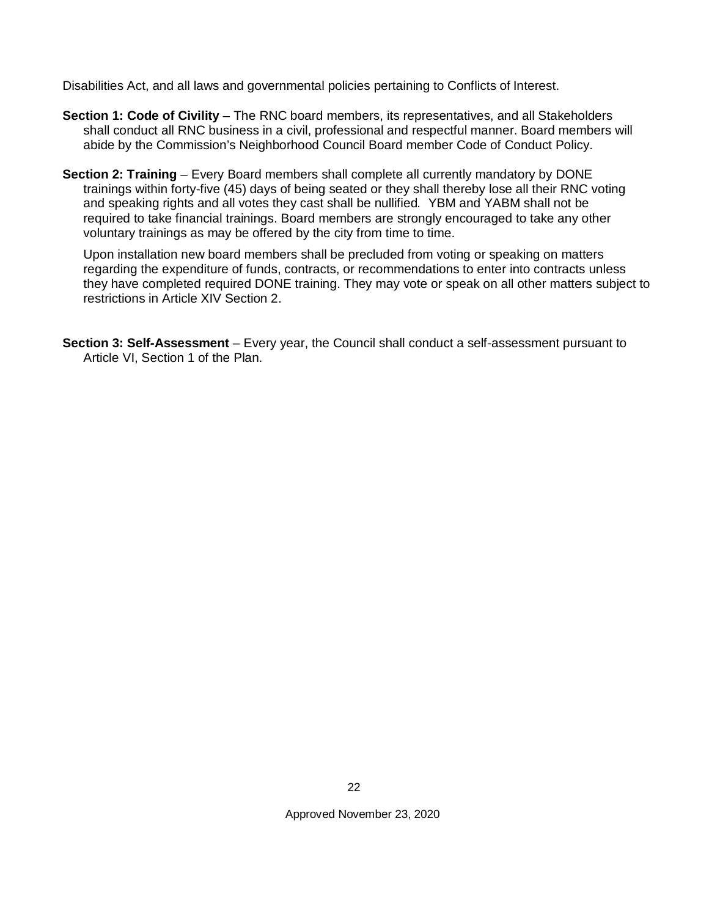Disabilities Act, and all laws and governmental policies pertaining to Conflicts of Interest.

**Section 1: Code of Civility** – The RNC board members, its representatives, and all Stakeholders shall conduct all RNC business in a civil, professional and respectful manner. Board members will abide by the Commission's Neighborhood Council Board member Code of Conduct Policy.

**Section 2: Training** – Every Board members shall complete all currently mandatory by DONE trainings within forty-five (45) days of being seated or they shall thereby lose all their RNC voting and speaking rights and all votes they cast shall be nullified. YBM and YABM shall not be required to take financial trainings. Board members are strongly encouraged to take any other voluntary trainings as may be offered by the city from time to time.

Upon installation new board members shall be precluded from voting or speaking on matters regarding the expenditure of funds, contracts, or recommendations to enter into contracts unless they have completed required DONE training. They may vote or speak on all other matters subject to restrictions in Article XIV Section 2.

**Section 3: Self-Assessment** – Every year, the Council shall conduct a self-assessment pursuant to Article VI, Section 1 of the Plan.

Approved November 23, 2020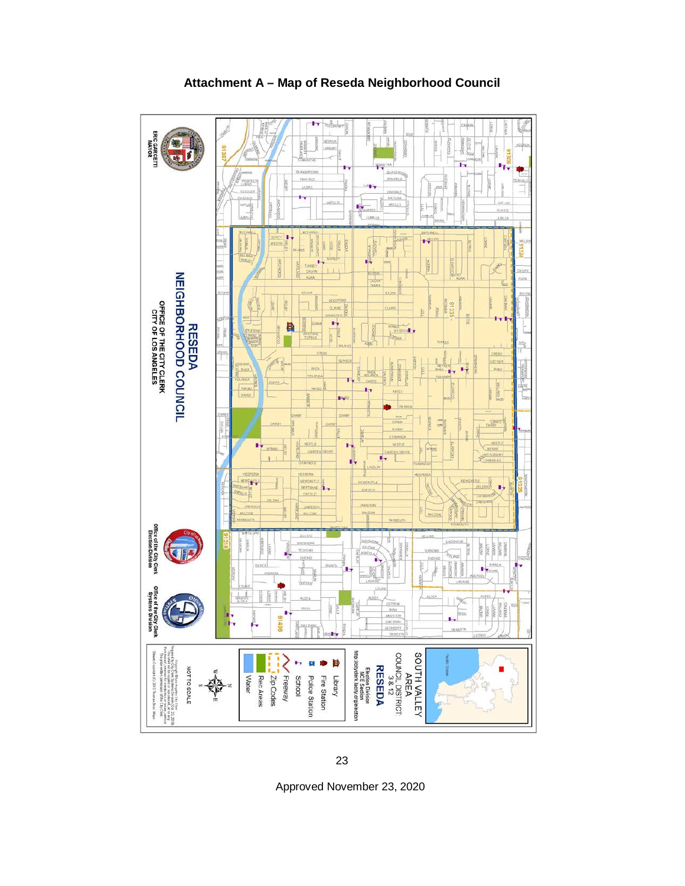# Attachment A – Map of Reseda Neighborhood Council

RESEDA NEIGHBORHOOD COUNCIL

OFFICE OF THE CITY CLERK
CITY OF LOS ANGELES

ERIC GARCETTI
MAYOR

Office of the City Clerk
Election Division

Office of the City Clerk
Systems Division

SOUTH VALLEY AREA

COUNCIL DISTRICT: 3 & 12

RESEDA

Election Division
NCE Section
http://cityclerk.lacity.org/election

- Library
- Fire Station
- Police Station
- School
- Freeway
- Zip Codes
- Rec Areas
- Water

NOT TO SCALE

Approved November 23, 2020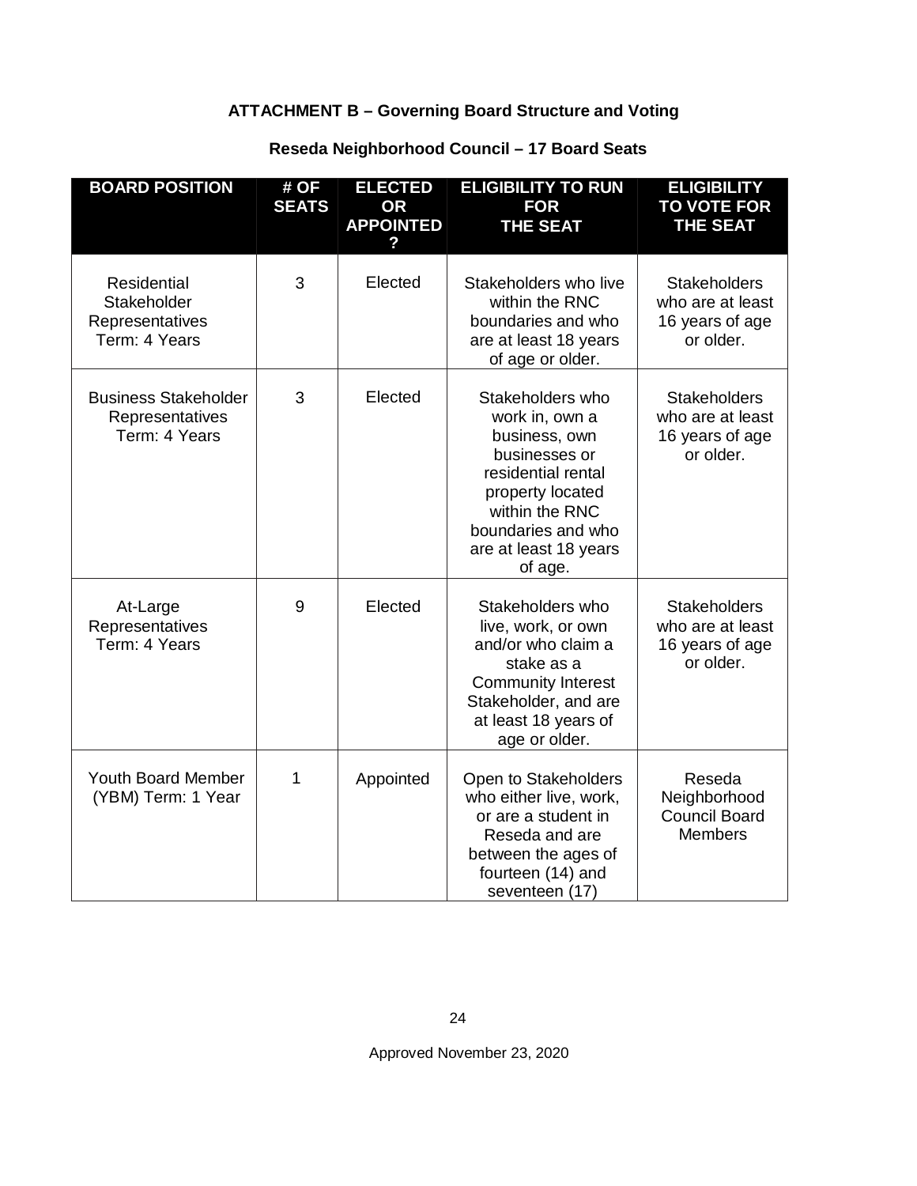## ATTACHMENT B – Governing Board Structure and Voting

### Reseda Neighborhood Council – 17 Board Seats

| BOARD POSITION | # OF SEATS | ELECTED OR APPOINTED ? | ELIGIBILITY TO RUN FOR THE SEAT | ELIGIBILITY TO VOTE FOR THE SEAT |
|---|---|---|---|---|
| Residential Stakeholder Representatives Term: 4 Years | 3 | Elected | Stakeholders who live within the RNC boundaries and who are at least 18 years of age or older. | Stakeholders who are at least 16 years of age or older. |
| Business Stakeholder Representatives Term: 4 Years | 3 | Elected | Stakeholders who work in, own a business, own businesses or residential rental property located within the RNC boundaries and who are at least 18 years of age. | Stakeholders who are at least 16 years of age or older. |
| At-Large Representatives Term: 4 Years | 9 | Elected | Stakeholders who live, work, or own and/or who claim a stake as a Community Interest Stakeholder, and are at least 18 years of age or older. | Stakeholders who are at least 16 years of age or older. |
| Youth Board Member (YBM) Term: 1 Year | 1 | Appointed | Open to Stakeholders who either live, work, or are a student in Reseda and are between the ages of fourteen (14) and seventeen (17) | Reseda Neighborhood Council Board Members |

Approved November 23, 2020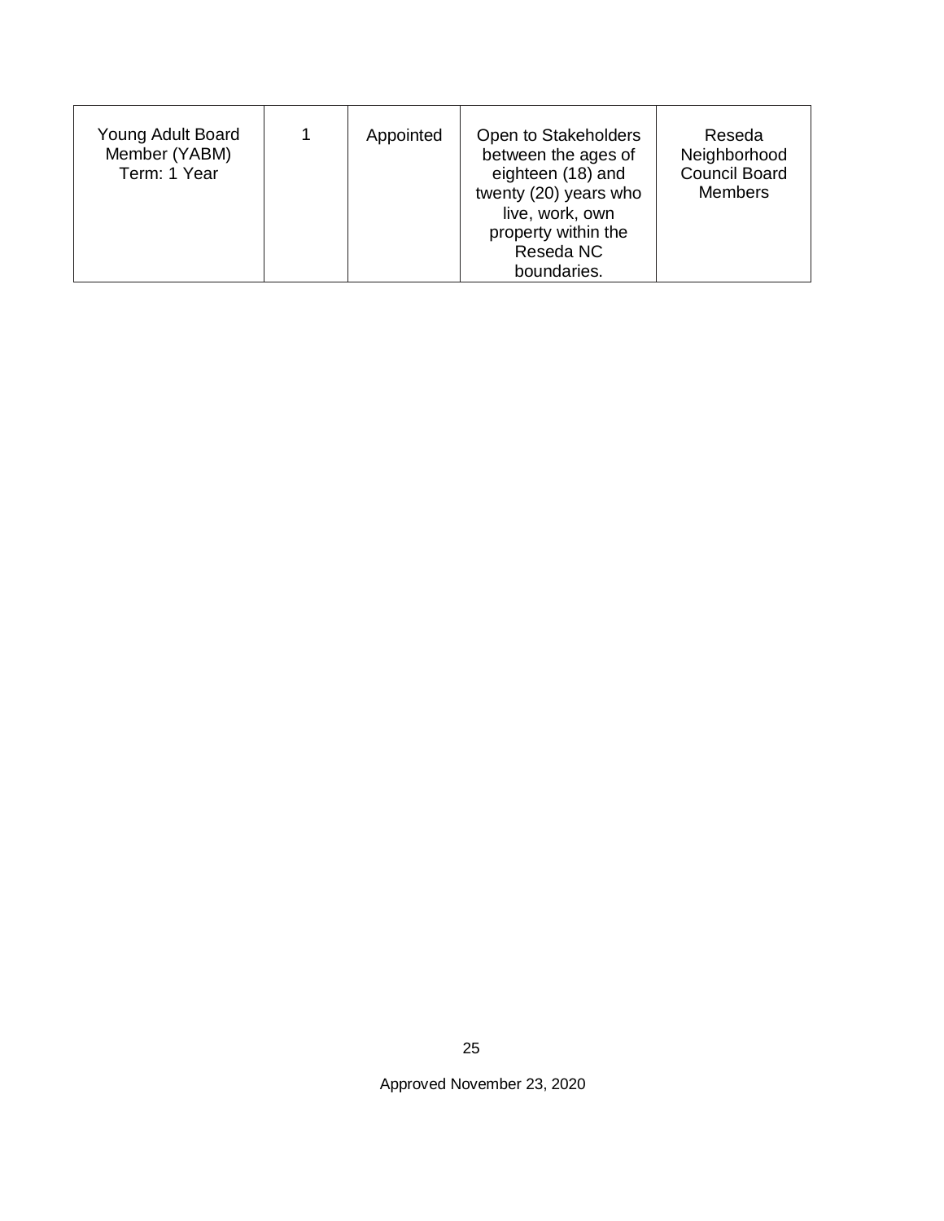| | | | | |
|---|---|---|---|---|
| Young Adult Board Member (YABM) Term: 1 Year | 1 | Appointed | Open to Stakeholders between the ages of eighteen (18) and twenty (20) years who live, work, own property within the Reseda NC boundaries. | Reseda Neighborhood Council Board Members |

Approved November 23, 2020